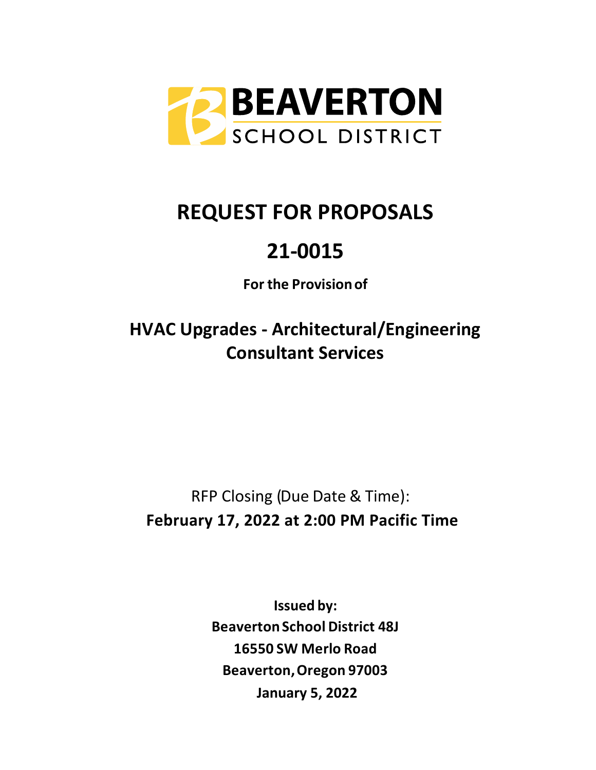BEAVERTON SCHOOL DISTRICT

# REQUEST FOR PROPOSALS

# 21-0015

**For the Provision of**

## HVAC Upgrades - Architectural/Engineering Consultant Services

RFP Closing (Due Date & Time):
**February 17, 2022 at 2:00 PM Pacific Time**

**Issued by:**
**Beaverton School District 48J**
**16550 SW Merlo Road**
**Beaverton, Oregon 97003**
**January 5, 2022**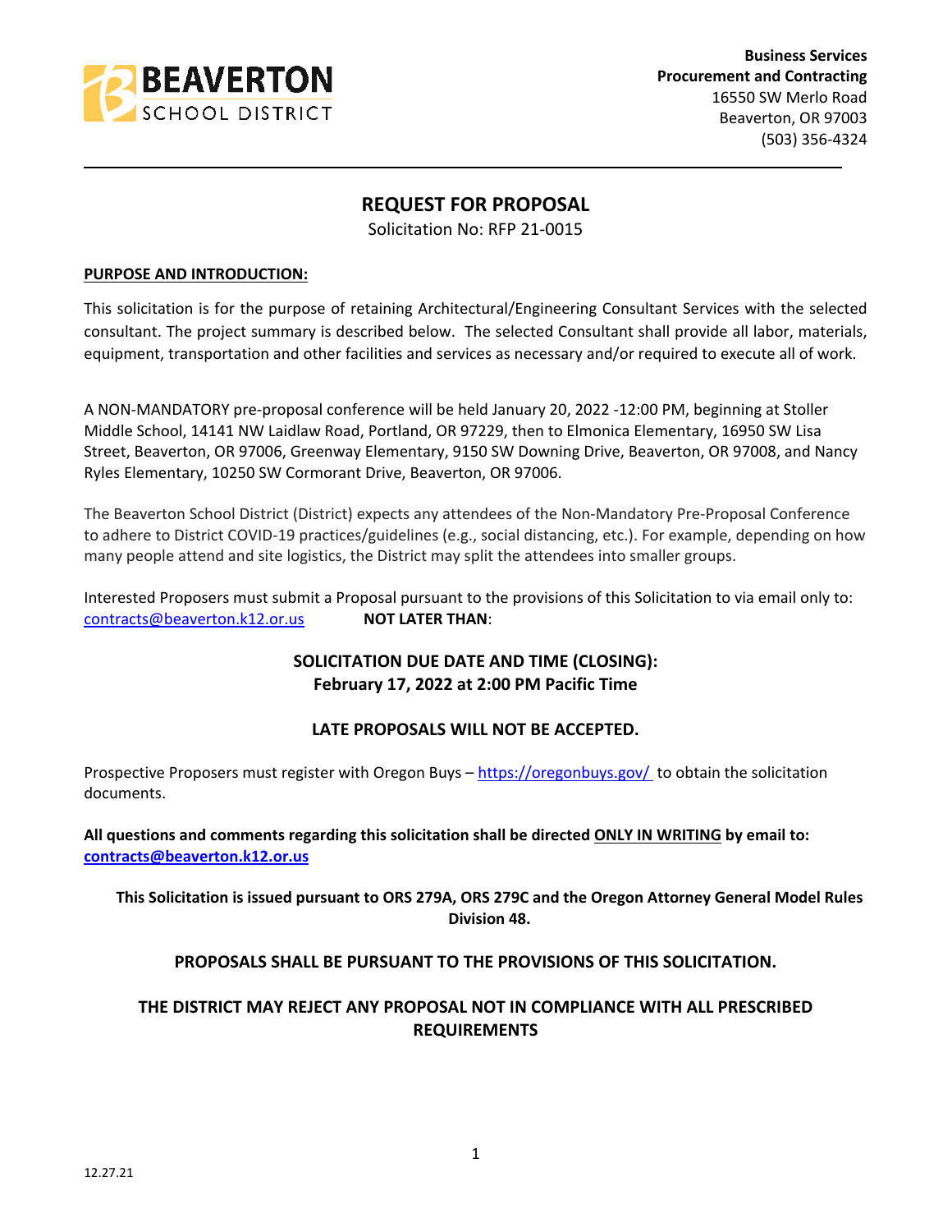Business Services
**Procurement and Contracting**
16550 SW Merlo Road
Beaverton, OR 97003
(503) 356-4324

# REQUEST FOR PROPOSAL

Solicitation No: RFP 21-0015

**PURPOSE AND INTRODUCTION:**

This solicitation is for the purpose of retaining Architectural/Engineering Consultant Services with the selected consultant. The project summary is described below. The selected Consultant shall provide all labor, materials, equipment, transportation and other facilities and services as necessary and/or required to execute all of work.

A NON-MANDATORY pre-proposal conference will be held January 20, 2022 -12:00 PM, beginning at Stoller Middle School, 14141 NW Laidlaw Road, Portland, OR 97229, then to Elmonica Elementary, 16950 SW Lisa Street, Beaverton, OR 97006, Greenway Elementary, 9150 SW Downing Drive, Beaverton, OR 97008, and Nancy Ryles Elementary, 10250 SW Cormorant Drive, Beaverton, OR 97006.

The Beaverton School District (District) expects any attendees of the Non-Mandatory Pre-Proposal Conference to adhere to District COVID-19 practices/guidelines (e.g., social distancing, etc.). For example, depending on how many people attend and site logistics, the District may split the attendees into smaller groups.

Interested Proposers must submit a Proposal pursuant to the provisions of this Solicitation to via email only to: contracts@beaverton.k12.or.us **NOT LATER THAN**:

**SOLICITATION DUE DATE AND TIME (CLOSING):**
**February 17, 2022 at 2:00 PM Pacific Time**

**LATE PROPOSALS WILL NOT BE ACCEPTED.**

Prospective Proposers must register with Oregon Buys – https://oregonbuys.gov/ to obtain the solicitation documents.

**All questions and comments regarding this solicitation shall be directed ONLY IN WRITING by email to: contracts@beaverton.k12.or.us**

**This Solicitation is issued pursuant to ORS 279A, ORS 279C and the Oregon Attorney General Model Rules Division 48.**

**PROPOSALS SHALL BE PURSUANT TO THE PROVISIONS OF THIS SOLICITATION.**

**THE DISTRICT MAY REJECT ANY PROPOSAL NOT IN COMPLIANCE WITH ALL PRESCRIBED REQUIREMENTS**

12.27.21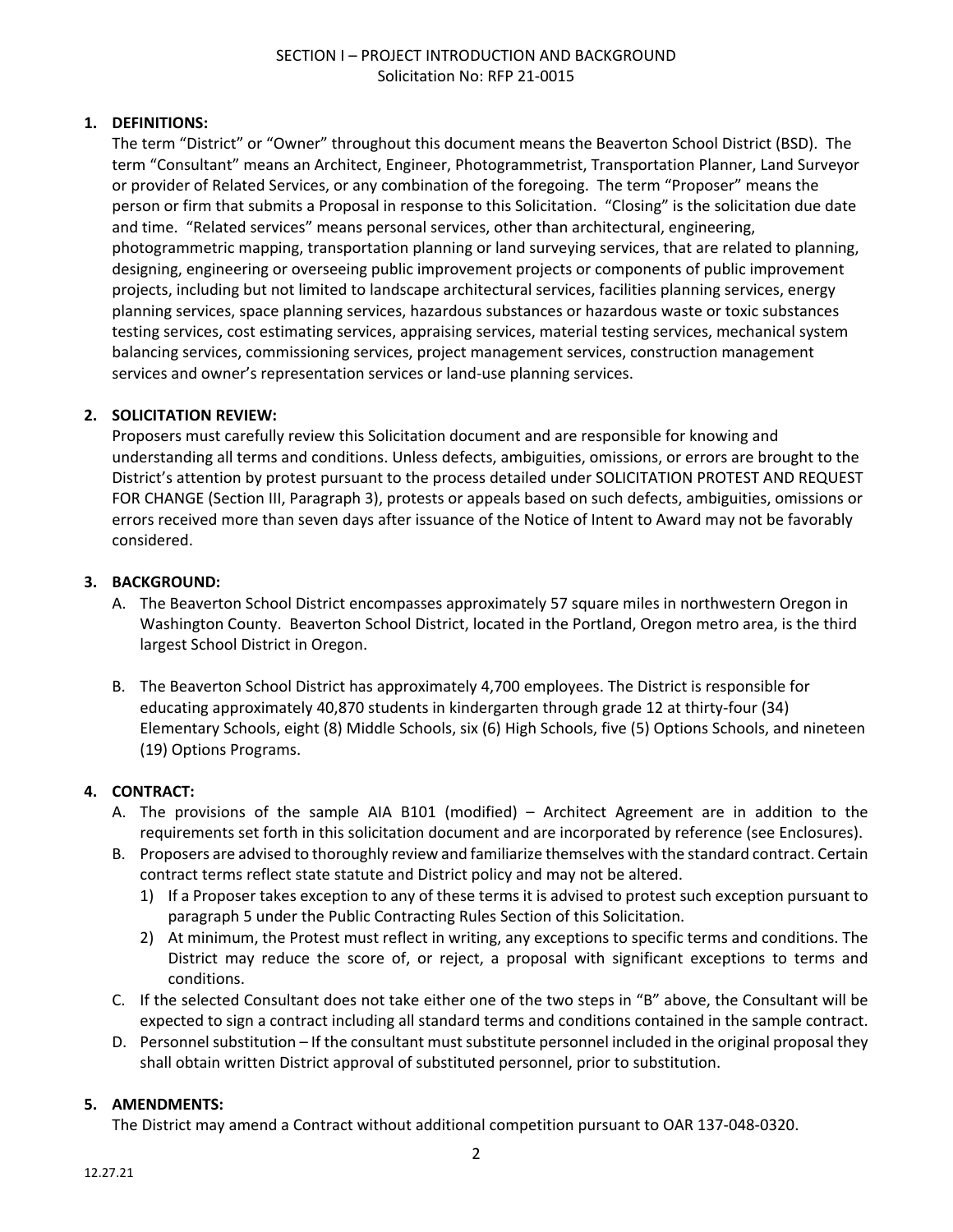SECTION I – PROJECT INTRODUCTION AND BACKGROUND
Solicitation No: RFP 21-0015

**1. DEFINITIONS:**

The term "District" or "Owner" throughout this document means the Beaverton School District (BSD). The term "Consultant" means an Architect, Engineer, Photogrammetrist, Transportation Planner, Land Surveyor or provider of Related Services, or any combination of the foregoing. The term "Proposer" means the person or firm that submits a Proposal in response to this Solicitation. "Closing" is the solicitation due date and time. "Related services" means personal services, other than architectural, engineering, photogrammetric mapping, transportation planning or land surveying services, that are related to planning, designing, engineering or overseeing public improvement projects or components of public improvement projects, including but not limited to landscape architectural services, facilities planning services, energy planning services, space planning services, hazardous substances or hazardous waste or toxic substances testing services, cost estimating services, appraising services, material testing services, mechanical system balancing services, commissioning services, project management services, construction management services and owner's representation services or land-use planning services.

**2. SOLICITATION REVIEW:**

Proposers must carefully review this Solicitation document and are responsible for knowing and understanding all terms and conditions. Unless defects, ambiguities, omissions, or errors are brought to the District's attention by protest pursuant to the process detailed under SOLICITATION PROTEST AND REQUEST FOR CHANGE (Section III, Paragraph 3), protests or appeals based on such defects, ambiguities, omissions or errors received more than seven days after issuance of the Notice of Intent to Award may not be favorably considered.

**3. BACKGROUND:**

A. The Beaverton School District encompasses approximately 57 square miles in northwestern Oregon in Washington County. Beaverton School District, located in the Portland, Oregon metro area, is the third largest School District in Oregon.

B. The Beaverton School District has approximately 4,700 employees. The District is responsible for educating approximately 40,870 students in kindergarten through grade 12 at thirty-four (34) Elementary Schools, eight (8) Middle Schools, six (6) High Schools, five (5) Options Schools, and nineteen (19) Options Programs.

**4. CONTRACT:**

A. The provisions of the sample AIA B101 (modified) – Architect Agreement are in addition to the requirements set forth in this solicitation document and are incorporated by reference (see Enclosures).

B. Proposers are advised to thoroughly review and familiarize themselves with the standard contract. Certain contract terms reflect state statute and District policy and may not be altered.

   1) If a Proposer takes exception to any of these terms it is advised to protest such exception pursuant to paragraph 5 under the Public Contracting Rules Section of this Solicitation.

   2) At minimum, the Protest must reflect in writing, any exceptions to specific terms and conditions. The District may reduce the score of, or reject, a proposal with significant exceptions to terms and conditions.

C. If the selected Consultant does not take either one of the two steps in "B" above, the Consultant will be expected to sign a contract including all standard terms and conditions contained in the sample contract.

D. Personnel substitution – If the consultant must substitute personnel included in the original proposal they shall obtain written District approval of substituted personnel, prior to substitution.

**5. AMENDMENTS:**

The District may amend a Contract without additional competition pursuant to OAR 137-048-0320.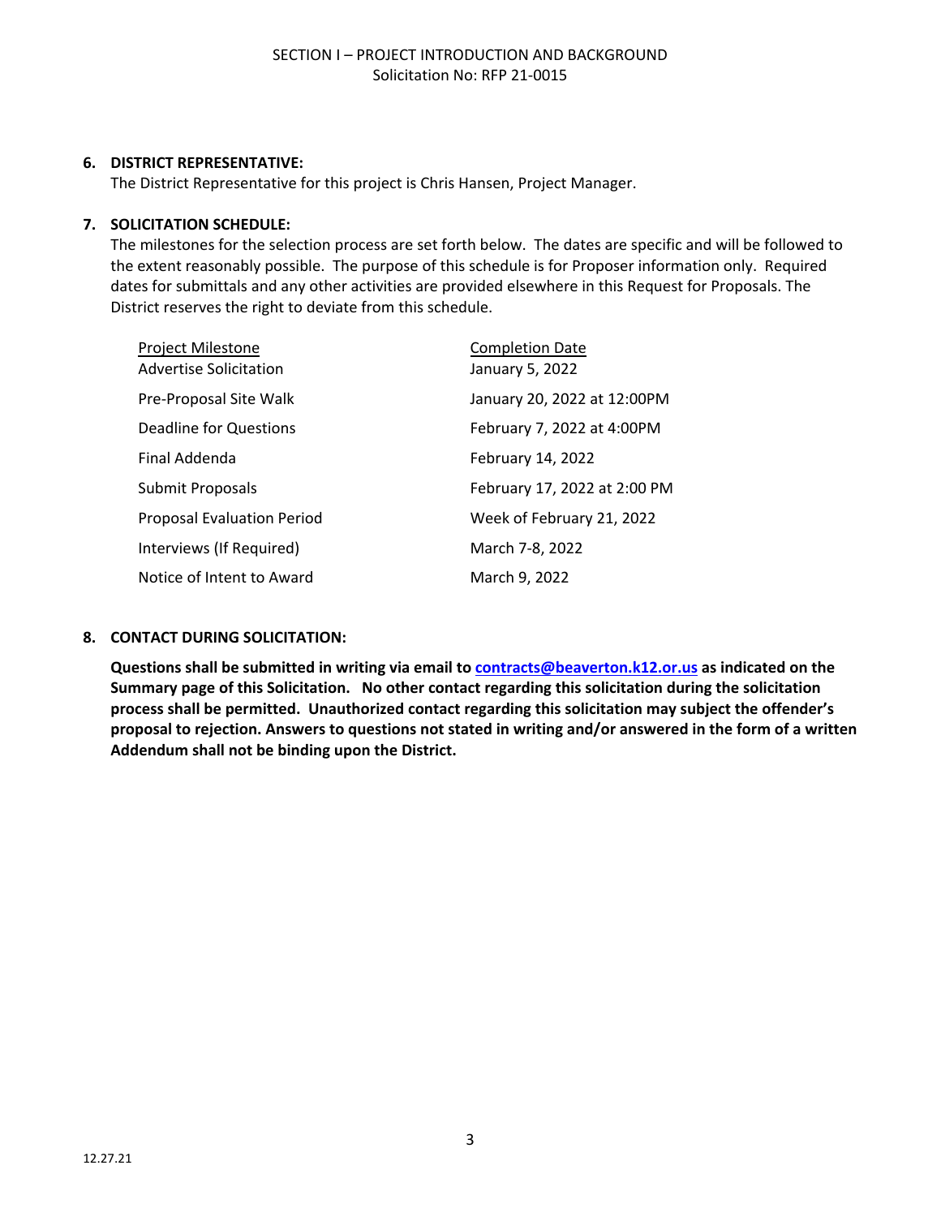## 6. DISTRICT REPRESENTATIVE:

The District Representative for this project is Chris Hansen, Project Manager.

## 7. SOLICITATION SCHEDULE:

The milestones for the selection process are set forth below. The dates are specific and will be followed to the extent reasonably possible. The purpose of this schedule is for Proposer information only. Required dates for submittals and any other activities are provided elsewhere in this Request for Proposals. The District reserves the right to deviate from this schedule.

| Project Milestone | Completion Date |
|---|---|
| Advertise Solicitation | January 5, 2022 |
| Pre-Proposal Site Walk | January 20, 2022 at 12:00PM |
| Deadline for Questions | February 7, 2022 at 4:00PM |
| Final Addenda | February 14, 2022 |
| Submit Proposals | February 17, 2022 at 2:00 PM |
| Proposal Evaluation Period | Week of February 21, 2022 |
| Interviews (If Required) | March 7-8, 2022 |
| Notice of Intent to Award | March 9, 2022 |

## 8. CONTACT DURING SOLICITATION:

**Questions shall be submitted in writing via email to contracts@beaverton.k12.or.us as indicated on the Summary page of this Solicitation. No other contact regarding this solicitation during the solicitation process shall be permitted. Unauthorized contact regarding this solicitation may subject the offender's proposal to rejection. Answers to questions not stated in writing and/or answered in the form of a written Addendum shall not be binding upon the District.**

12.27.21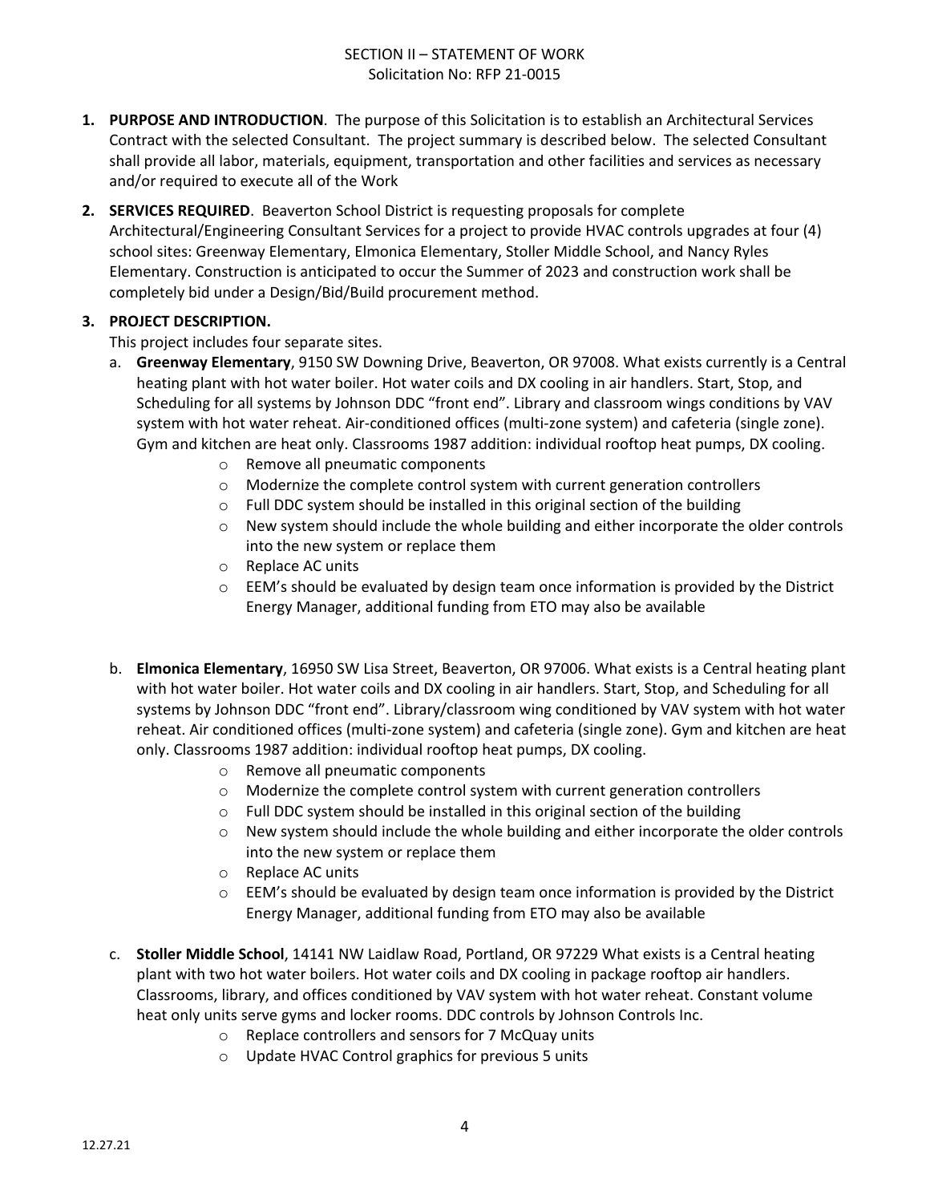SECTION II – STATEMENT OF WORK
Solicitation No: RFP 21-0015

1. **PURPOSE AND INTRODUCTION**. The purpose of this Solicitation is to establish an Architectural Services Contract with the selected Consultant. The project summary is described below. The selected Consultant shall provide all labor, materials, equipment, transportation and other facilities and services as necessary and/or required to execute all of the Work

2. **SERVICES REQUIRED**. Beaverton School District is requesting proposals for complete Architectural/Engineering Consultant Services for a project to provide HVAC controls upgrades at four (4) school sites: Greenway Elementary, Elmonica Elementary, Stoller Middle School, and Nancy Ryles Elementary. Construction is anticipated to occur the Summer of 2023 and construction work shall be completely bid under a Design/Bid/Build procurement method.

3. **PROJECT DESCRIPTION.**
   This project includes four separate sites.

   a. **Greenway Elementary**, 9150 SW Downing Drive, Beaverton, OR 97008. What exists currently is a Central heating plant with hot water boiler. Hot water coils and DX cooling in air handlers. Start, Stop, and Scheduling for all systems by Johnson DDC "front end". Library and classroom wings conditions by VAV system with hot water reheat. Air-conditioned offices (multi-zone system) and cafeteria (single zone). Gym and kitchen are heat only. Classrooms 1987 addition: individual rooftop heat pumps, DX cooling.
      - Remove all pneumatic components
      - Modernize the complete control system with current generation controllers
      - Full DDC system should be installed in this original section of the building
      - New system should include the whole building and either incorporate the older controls into the new system or replace them
      - Replace AC units
      - EEM's should be evaluated by design team once information is provided by the District Energy Manager, additional funding from ETO may also be available

   b. **Elmonica Elementary**, 16950 SW Lisa Street, Beaverton, OR 97006. What exists is a Central heating plant with hot water boiler. Hot water coils and DX cooling in air handlers. Start, Stop, and Scheduling for all systems by Johnson DDC "front end". Library/classroom wing conditioned by VAV system with hot water reheat. Air conditioned offices (multi-zone system) and cafeteria (single zone). Gym and kitchen are heat only. Classrooms 1987 addition: individual rooftop heat pumps, DX cooling.
      - Remove all pneumatic components
      - Modernize the complete control system with current generation controllers
      - Full DDC system should be installed in this original section of the building
      - New system should include the whole building and either incorporate the older controls into the new system or replace them
      - Replace AC units
      - EEM's should be evaluated by design team once information is provided by the District Energy Manager, additional funding from ETO may also be available

   c. **Stoller Middle School**, 14141 NW Laidlaw Road, Portland, OR 97229 What exists is a Central heating plant with two hot water boilers. Hot water coils and DX cooling in package rooftop air handlers. Classrooms, library, and offices conditioned by VAV system with hot water reheat. Constant volume heat only units serve gyms and locker rooms. DDC controls by Johnson Controls Inc.
      - Replace controllers and sensors for 7 McQuay units
      - Update HVAC Control graphics for previous 5 units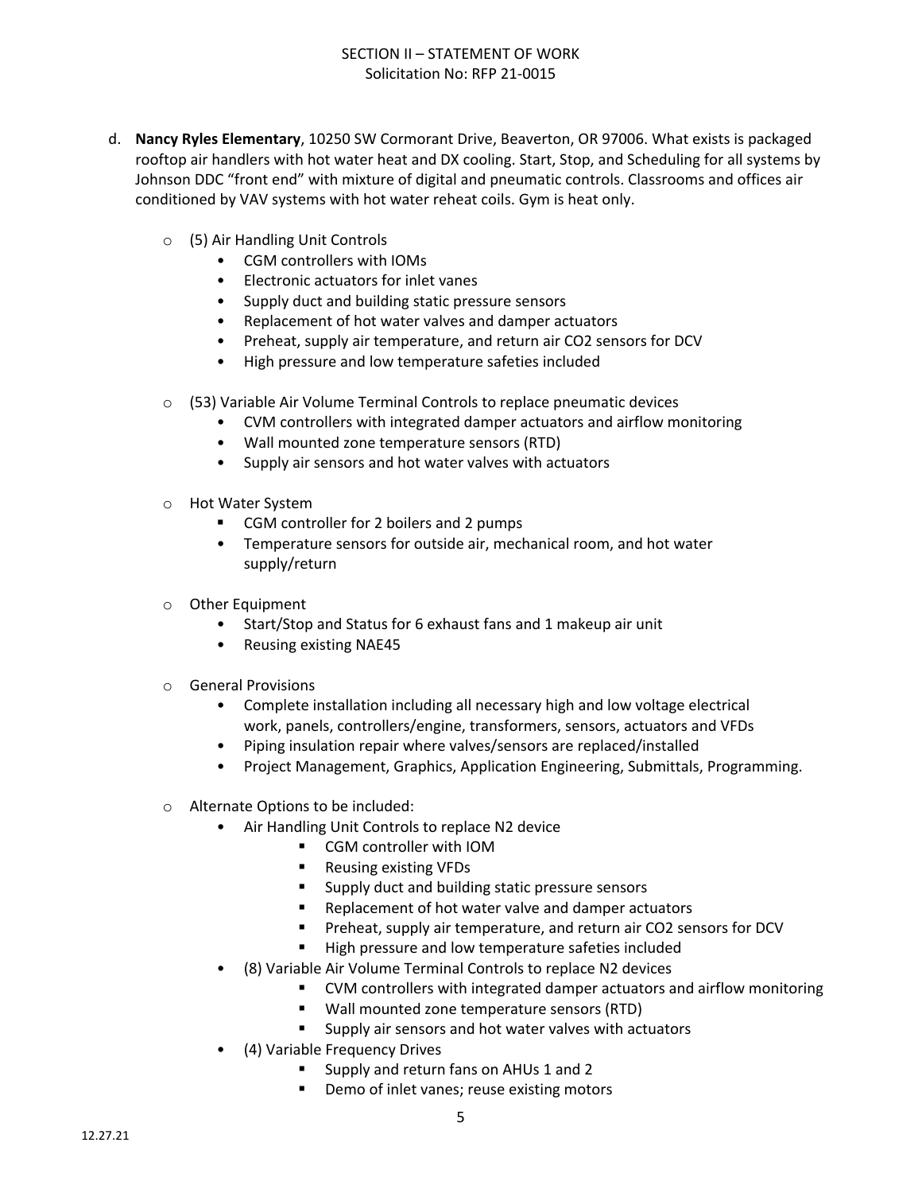d. **Nancy Ryles Elementary**, 10250 SW Cormorant Drive, Beaverton, OR 97006. What exists is packaged rooftop air handlers with hot water heat and DX cooling. Start, Stop, and Scheduling for all systems by Johnson DDC "front end" with mixture of digital and pneumatic controls. Classrooms and offices air conditioned by VAV systems with hot water reheat coils. Gym is heat only.

- (5) Air Handling Unit Controls
  - CGM controllers with IOMs
  - Electronic actuators for inlet vanes
  - Supply duct and building static pressure sensors
  - Replacement of hot water valves and damper actuators
  - Preheat, supply air temperature, and return air $CO_2$ sensors for DCV
  - High pressure and low temperature safeties included

- (53) Variable Air Volume Terminal Controls to replace pneumatic devices
  - CVM controllers with integrated damper actuators and airflow monitoring
  - Wall mounted zone temperature sensors (RTD)
  - Supply air sensors and hot water valves with actuators

- Hot Water System
  - CGM controller for 2 boilers and 2 pumps
  - Temperature sensors for outside air, mechanical room, and hot water supply/return

- Other Equipment
  - Start/Stop and Status for 6 exhaust fans and 1 makeup air unit
  - Reusing existing NAE45

- General Provisions
  - Complete installation including all necessary high and low voltage electrical work, panels, controllers/engine, transformers, sensors, actuators and VFDs
  - Piping insulation repair where valves/sensors are replaced/installed
  - Project Management, Graphics, Application Engineering, Submittals, Programming.

- Alternate Options to be included:
  - Air Handling Unit Controls to replace N2 device
    - CGM controller with IOM
    - Reusing existing VFDs
    - Supply duct and building static pressure sensors
    - Replacement of hot water valve and damper actuators
    - Preheat, supply air temperature, and return air $CO_2$ sensors for DCV
    - High pressure and low temperature safeties included
  - (8) Variable Air Volume Terminal Controls to replace N2 devices
    - CVM controllers with integrated damper actuators and airflow monitoring
    - Wall mounted zone temperature sensors (RTD)
    - Supply air sensors and hot water valves with actuators
  - (4) Variable Frequency Drives
    - Supply and return fans on AHUs 1 and 2
    - Demo of inlet vanes; reuse existing motors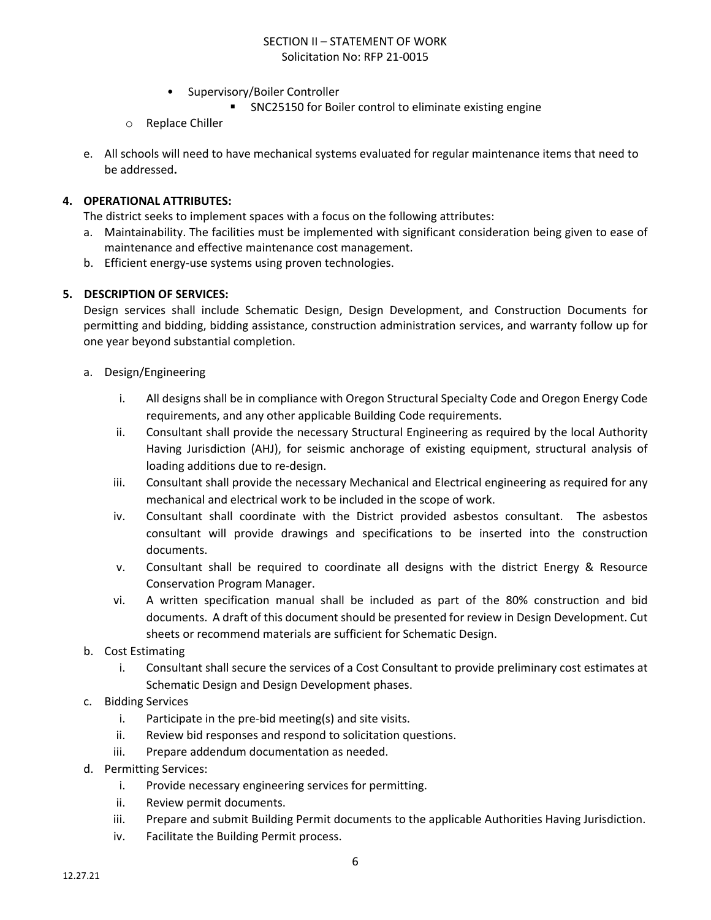- Supervisory/Boiler Controller
  - SNC25150 for Boiler control to eliminate existing engine
- Replace Chiller

e. All schools will need to have mechanical systems evaluated for regular maintenance items that need to be addressed**.**

**4. OPERATIONAL ATTRIBUTES:**

The district seeks to implement spaces with a focus on the following attributes:

a. Maintainability. The facilities must be implemented with significant consideration being given to ease of maintenance and effective maintenance cost management.

b. Efficient energy-use systems using proven technologies.

**5. DESCRIPTION OF SERVICES:**

Design services shall include Schematic Design, Design Development, and Construction Documents for permitting and bidding, bidding assistance, construction administration services, and warranty follow up for one year beyond substantial completion.

a. Design/Engineering

i. All designs shall be in compliance with Oregon Structural Specialty Code and Oregon Energy Code requirements, and any other applicable Building Code requirements.

ii. Consultant shall provide the necessary Structural Engineering as required by the local Authority Having Jurisdiction (AHJ), for seismic anchorage of existing equipment, structural analysis of loading additions due to re-design.

iii. Consultant shall provide the necessary Mechanical and Electrical engineering as required for any mechanical and electrical work to be included in the scope of work.

iv. Consultant shall coordinate with the District provided asbestos consultant. The asbestos consultant will provide drawings and specifications to be inserted into the construction documents.

v. Consultant shall be required to coordinate all designs with the district Energy & Resource Conservation Program Manager.

vi. A written specification manual shall be included as part of the 80% construction and bid documents. A draft of this document should be presented for review in Design Development. Cut sheets or recommend materials are sufficient for Schematic Design.

b. Cost Estimating

i. Consultant shall secure the services of a Cost Consultant to provide preliminary cost estimates at Schematic Design and Design Development phases.

c. Bidding Services

i. Participate in the pre-bid meeting(s) and site visits.

ii. Review bid responses and respond to solicitation questions.

iii. Prepare addendum documentation as needed.

d. Permitting Services:

i. Provide necessary engineering services for permitting.

ii. Review permit documents.

iii. Prepare and submit Building Permit documents to the applicable Authorities Having Jurisdiction.

iv. Facilitate the Building Permit process.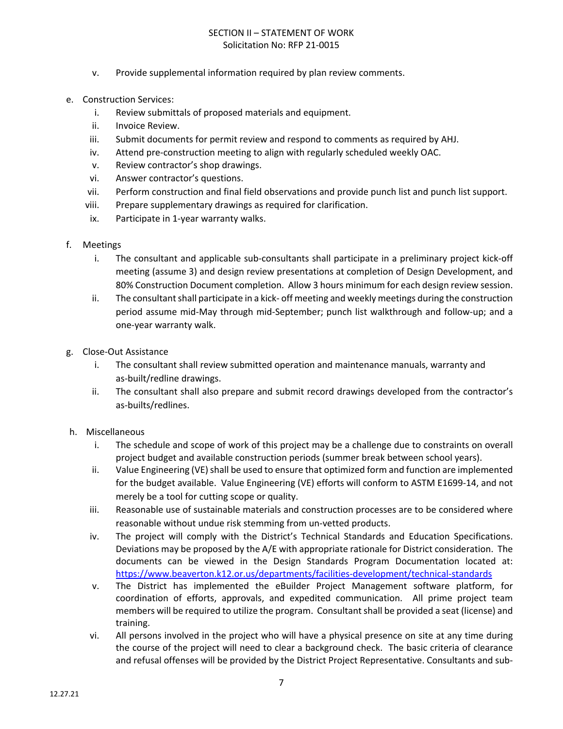v. Provide supplemental information required by plan review comments.

e. Construction Services:
   i. Review submittals of proposed materials and equipment.
   ii. Invoice Review.
   iii. Submit documents for permit review and respond to comments as required by AHJ.
   iv. Attend pre-construction meeting to align with regularly scheduled weekly OAC.
   v. Review contractor's shop drawings.
   vi. Answer contractor's questions.
   vii. Perform construction and final field observations and provide punch list and punch list support.
   viii. Prepare supplementary drawings as required for clarification.
   ix. Participate in 1-year warranty walks.

f. Meetings
   i. The consultant and applicable sub-consultants shall participate in a preliminary project kick-off meeting (assume 3) and design review presentations at completion of Design Development, and 80% Construction Document completion. Allow 3 hours minimum for each design review session.
   ii. The consultant shall participate in a kick- off meeting and weekly meetings during the construction period assume mid-May through mid-September; punch list walkthrough and follow-up; and a one-year warranty walk.

g. Close-Out Assistance
   i. The consultant shall review submitted operation and maintenance manuals, warranty and as-built/redline drawings.
   ii. The consultant shall also prepare and submit record drawings developed from the contractor's as-builts/redlines.

h. Miscellaneous
   i. The schedule and scope of work of this project may be a challenge due to constraints on overall project budget and available construction periods (summer break between school years).
   ii. Value Engineering (VE) shall be used to ensure that optimized form and function are implemented for the budget available. Value Engineering (VE) efforts will conform to ASTM E1699-14, and not merely be a tool for cutting scope or quality.
   iii. Reasonable use of sustainable materials and construction processes are to be considered where reasonable without undue risk stemming from un-vetted products.
   iv. The project will comply with the District's Technical Standards and Education Specifications. Deviations may be proposed by the A/E with appropriate rationale for District consideration. The documents can be viewed in the Design Standards Program Documentation located at: https://www.beaverton.k12.or.us/departments/facilities-development/technical-standards
   v. The District has implemented the eBuilder Project Management software platform, for coordination of efforts, approvals, and expedited communication. All prime project team members will be required to utilize the program. Consultant shall be provided a seat (license) and training.
   vi. All persons involved in the project who will have a physical presence on site at any time during the course of the project will need to clear a background check. The basic criteria of clearance and refusal offenses will be provided by the District Project Representative. Consultants and sub-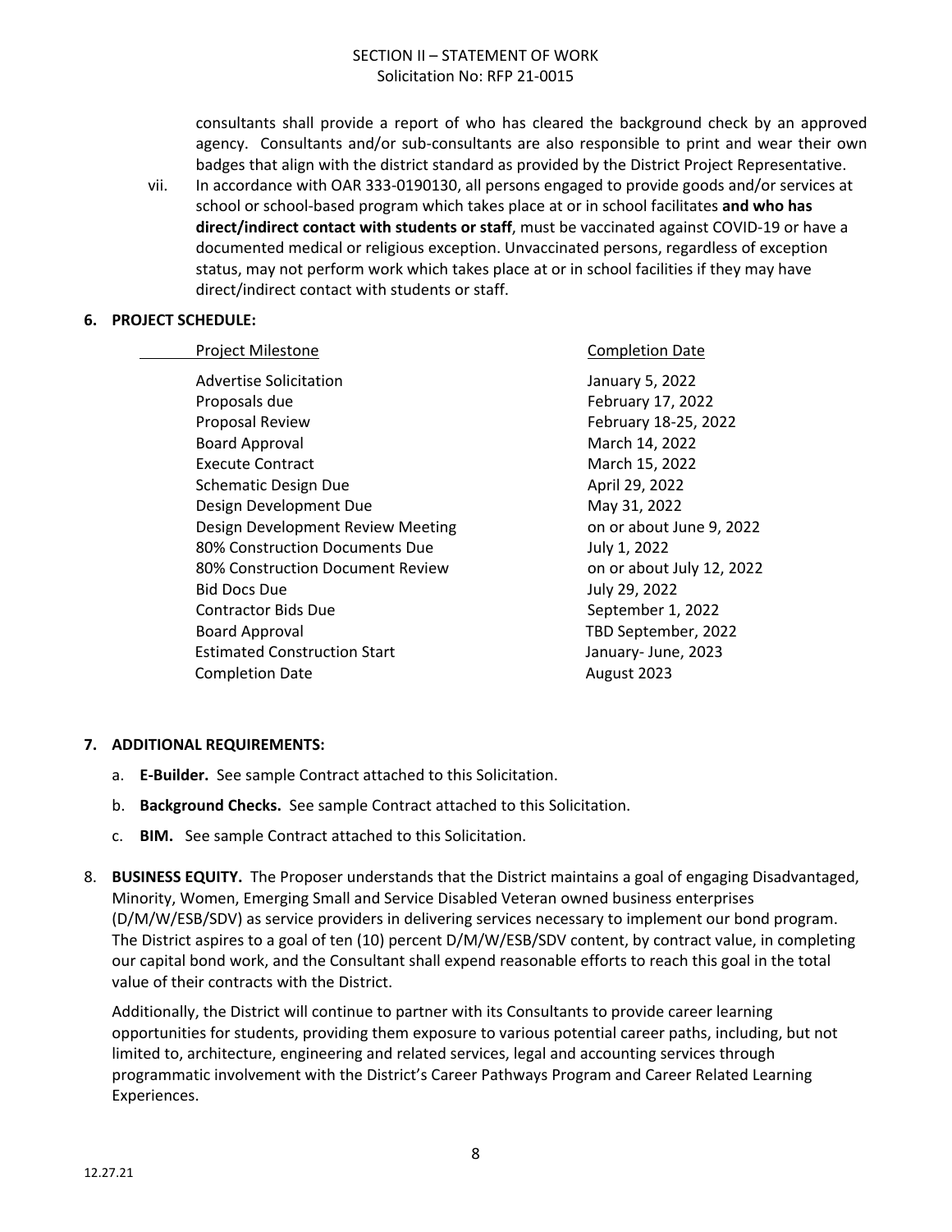consultants shall provide a report of who has cleared the background check by an approved agency. Consultants and/or sub-consultants are also responsible to print and wear their own badges that align with the district standard as provided by the District Project Representative.

vii. In accordance with OAR 333-0190130, all persons engaged to provide goods and/or services at school or school-based program which takes place at or in school facilitates **and who has direct/indirect contact with students or staff**, must be vaccinated against COVID-19 or have a documented medical or religious exception. Unvaccinated persons, regardless of exception status, may not perform work which takes place at or in school facilities if they may have direct/indirect contact with students or staff.

**6. PROJECT SCHEDULE:**

| Project Milestone | Completion Date |
|---|---|
| Advertise Solicitation | January 5, 2022 |
| Proposals due | February 17, 2022 |
| Proposal Review | February 18-25, 2022 |
| Board Approval | March 14, 2022 |
| Execute Contract | March 15, 2022 |
| Schematic Design Due | April 29, 2022 |
| Design Development Due | May 31, 2022 |
| Design Development Review Meeting | on or about June 9, 2022 |
| 80% Construction Documents Due | July 1, 2022 |
| 80% Construction Document Review | on or about July 12, 2022 |
| Bid Docs Due | July 29, 2022 |
| Contractor Bids Due | September 1, 2022 |
| Board Approval | TBD September, 2022 |
| Estimated Construction Start | January- June, 2023 |
| Completion Date | August 2023 |

**7. ADDITIONAL REQUIREMENTS:**

a. **E-Builder.** See sample Contract attached to this Solicitation.

b. **Background Checks.** See sample Contract attached to this Solicitation.

c. **BIM.** See sample Contract attached to this Solicitation.

8. **BUSINESS EQUITY.** The Proposer understands that the District maintains a goal of engaging Disadvantaged, Minority, Women, Emerging Small and Service Disabled Veteran owned business enterprises (D/M/W/ESB/SDV) as service providers in delivering services necessary to implement our bond program. The District aspires to a goal of ten (10) percent D/M/W/ESB/SDV content, by contract value, in completing our capital bond work, and the Consultant shall expend reasonable efforts to reach this goal in the total value of their contracts with the District.

Additionally, the District will continue to partner with its Consultants to provide career learning opportunities for students, providing them exposure to various potential career paths, including, but not limited to, architecture, engineering and related services, legal and accounting services through programmatic involvement with the District's Career Pathways Program and Career Related Learning Experiences.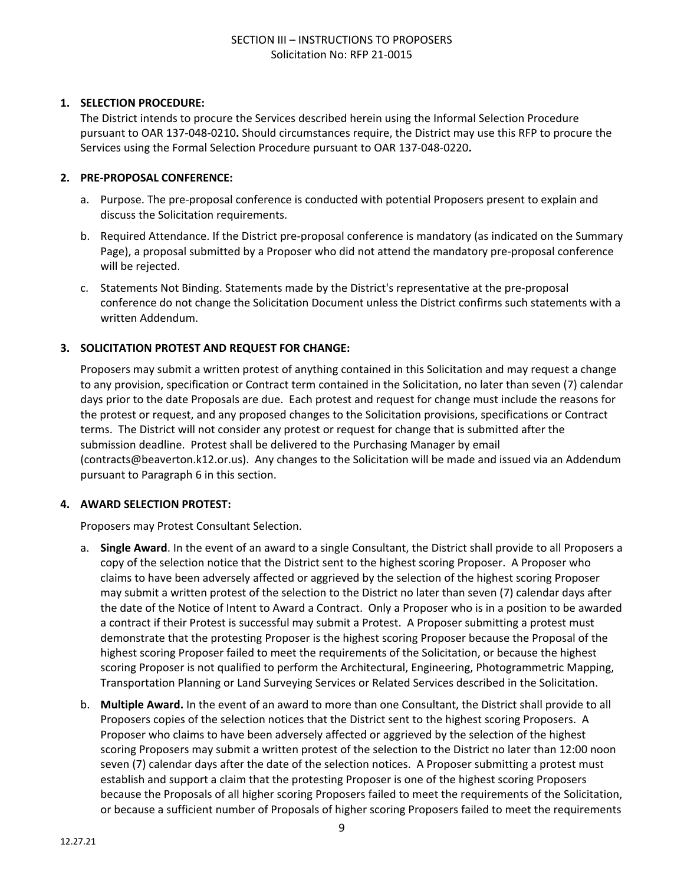## 1. SELECTION PROCEDURE:

The District intends to procure the Services described herein using the Informal Selection Procedure pursuant to OAR 137-048-0210**.** Should circumstances require, the District may use this RFP to procure the Services using the Formal Selection Procedure pursuant to OAR 137-048-0220**.**

## 2. PRE-PROPOSAL CONFERENCE:

a. Purpose. The pre-proposal conference is conducted with potential Proposers present to explain and discuss the Solicitation requirements.

b. Required Attendance. If the District pre-proposal conference is mandatory (as indicated on the Summary Page), a proposal submitted by a Proposer who did not attend the mandatory pre-proposal conference will be rejected.

c. Statements Not Binding. Statements made by the District's representative at the pre-proposal conference do not change the Solicitation Document unless the District confirms such statements with a written Addendum.

## 3. SOLICITATION PROTEST AND REQUEST FOR CHANGE:

Proposers may submit a written protest of anything contained in this Solicitation and may request a change to any provision, specification or Contract term contained in the Solicitation, no later than seven (7) calendar days prior to the date Proposals are due. Each protest and request for change must include the reasons for the protest or request, and any proposed changes to the Solicitation provisions, specifications or Contract terms. The District will not consider any protest or request for change that is submitted after the submission deadline. Protest shall be delivered to the Purchasing Manager by email (contracts@beaverton.k12.or.us). Any changes to the Solicitation will be made and issued via an Addendum pursuant to Paragraph 6 in this section.

## 4. AWARD SELECTION PROTEST:

Proposers may Protest Consultant Selection.

a. **Single Award**. In the event of an award to a single Consultant, the District shall provide to all Proposers a copy of the selection notice that the District sent to the highest scoring Proposer. A Proposer who claims to have been adversely affected or aggrieved by the selection of the highest scoring Proposer may submit a written protest of the selection to the District no later than seven (7) calendar days after the date of the Notice of Intent to Award a Contract. Only a Proposer who is in a position to be awarded a contract if their Protest is successful may submit a Protest. A Proposer submitting a protest must demonstrate that the protesting Proposer is the highest scoring Proposer because the Proposal of the highest scoring Proposer failed to meet the requirements of the Solicitation, or because the highest scoring Proposer is not qualified to perform the Architectural, Engineering, Photogrammetric Mapping, Transportation Planning or Land Surveying Services or Related Services described in the Solicitation.

b. **Multiple Award.** In the event of an award to more than one Consultant, the District shall provide to all Proposers copies of the selection notices that the District sent to the highest scoring Proposers. A Proposer who claims to have been adversely affected or aggrieved by the selection of the highest scoring Proposers may submit a written protest of the selection to the District no later than 12:00 noon seven (7) calendar days after the date of the selection notices. A Proposer submitting a protest must establish and support a claim that the protesting Proposer is one of the highest scoring Proposers because the Proposals of all higher scoring Proposers failed to meet the requirements of the Solicitation, or because a sufficient number of Proposals of higher scoring Proposers failed to meet the requirements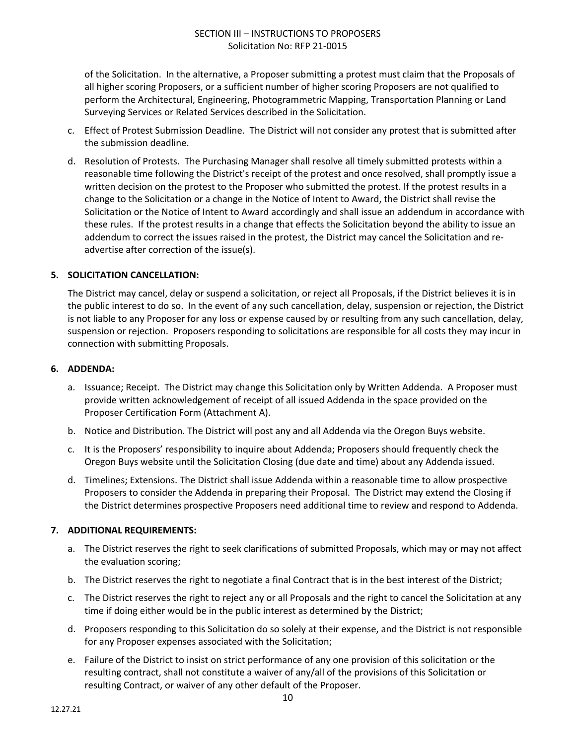of the Solicitation. In the alternative, a Proposer submitting a protest must claim that the Proposals of all higher scoring Proposers, or a sufficient number of higher scoring Proposers are not qualified to perform the Architectural, Engineering, Photogrammetric Mapping, Transportation Planning or Land Surveying Services or Related Services described in the Solicitation.

c. Effect of Protest Submission Deadline. The District will not consider any protest that is submitted after the submission deadline.

d. Resolution of Protests. The Purchasing Manager shall resolve all timely submitted protests within a reasonable time following the District's receipt of the protest and once resolved, shall promptly issue a written decision on the protest to the Proposer who submitted the protest. If the protest results in a change to the Solicitation or a change in the Notice of Intent to Award, the District shall revise the Solicitation or the Notice of Intent to Award accordingly and shall issue an addendum in accordance with these rules. If the protest results in a change that effects the Solicitation beyond the ability to issue an addendum to correct the issues raised in the protest, the District may cancel the Solicitation and re-advertise after correction of the issue(s).

**5. SOLICITATION CANCELLATION:**

The District may cancel, delay or suspend a solicitation, or reject all Proposals, if the District believes it is in the public interest to do so. In the event of any such cancellation, delay, suspension or rejection, the District is not liable to any Proposer for any loss or expense caused by or resulting from any such cancellation, delay, suspension or rejection. Proposers responding to solicitations are responsible for all costs they may incur in connection with submitting Proposals.

**6. ADDENDA:**

a. Issuance; Receipt. The District may change this Solicitation only by Written Addenda. A Proposer must provide written acknowledgement of receipt of all issued Addenda in the space provided on the Proposer Certification Form (Attachment A).

b. Notice and Distribution. The District will post any and all Addenda via the Oregon Buys website.

c. It is the Proposers' responsibility to inquire about Addenda; Proposers should frequently check the Oregon Buys website until the Solicitation Closing (due date and time) about any Addenda issued.

d. Timelines; Extensions. The District shall issue Addenda within a reasonable time to allow prospective Proposers to consider the Addenda in preparing their Proposal. The District may extend the Closing if the District determines prospective Proposers need additional time to review and respond to Addenda.

**7. ADDITIONAL REQUIREMENTS:**

a. The District reserves the right to seek clarifications of submitted Proposals, which may or may not affect the evaluation scoring;

b. The District reserves the right to negotiate a final Contract that is in the best interest of the District;

c. The District reserves the right to reject any or all Proposals and the right to cancel the Solicitation at any time if doing either would be in the public interest as determined by the District;

d. Proposers responding to this Solicitation do so solely at their expense, and the District is not responsible for any Proposer expenses associated with the Solicitation;

e. Failure of the District to insist on strict performance of any one provision of this solicitation or the resulting contract, shall not constitute a waiver of any/all of the provisions of this Solicitation or resulting Contract, or waiver of any other default of the Proposer.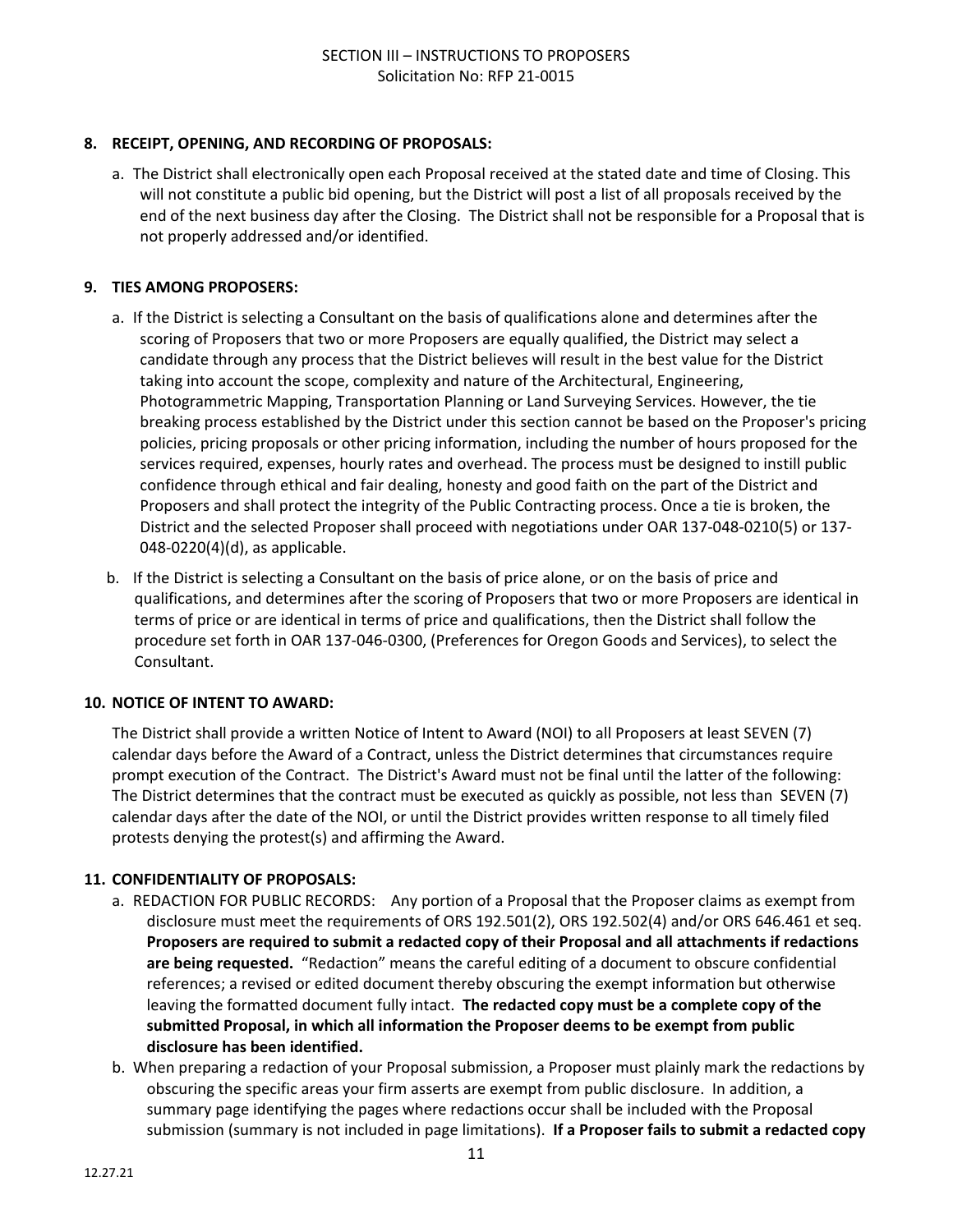**8. RECEIPT, OPENING, AND RECORDING OF PROPOSALS:**

a. The District shall electronically open each Proposal received at the stated date and time of Closing. This will not constitute a public bid opening, but the District will post a list of all proposals received by the end of the next business day after the Closing. The District shall not be responsible for a Proposal that is not properly addressed and/or identified.

**9. TIES AMONG PROPOSERS:**

a. If the District is selecting a Consultant on the basis of qualifications alone and determines after the scoring of Proposers that two or more Proposers are equally qualified, the District may select a candidate through any process that the District believes will result in the best value for the District taking into account the scope, complexity and nature of the Architectural, Engineering, Photogrammetric Mapping, Transportation Planning or Land Surveying Services. However, the tie breaking process established by the District under this section cannot be based on the Proposer's pricing policies, pricing proposals or other pricing information, including the number of hours proposed for the services required, expenses, hourly rates and overhead. The process must be designed to instill public confidence through ethical and fair dealing, honesty and good faith on the part of the District and Proposers and shall protect the integrity of the Public Contracting process. Once a tie is broken, the District and the selected Proposer shall proceed with negotiations under OAR 137-048-0210(5) or 137-048-0220(4)(d), as applicable.

b. If the District is selecting a Consultant on the basis of price alone, or on the basis of price and qualifications, and determines after the scoring of Proposers that two or more Proposers are identical in terms of price or are identical in terms of price and qualifications, then the District shall follow the procedure set forth in OAR 137-046-0300, (Preferences for Oregon Goods and Services), to select the Consultant.

**10. NOTICE OF INTENT TO AWARD:**

The District shall provide a written Notice of Intent to Award (NOI) to all Proposers at least SEVEN (7) calendar days before the Award of a Contract, unless the District determines that circumstances require prompt execution of the Contract. The District's Award must not be final until the latter of the following: The District determines that the contract must be executed as quickly as possible, not less than SEVEN (7) calendar days after the date of the NOI, or until the District provides written response to all timely filed protests denying the protest(s) and affirming the Award.

**11. CONFIDENTIALITY OF PROPOSALS:**

a. REDACTION FOR PUBLIC RECORDS: Any portion of a Proposal that the Proposer claims as exempt from disclosure must meet the requirements of ORS 192.501(2), ORS 192.502(4) and/or ORS 646.461 et seq. **Proposers are required to submit a redacted copy of their Proposal and all attachments if redactions are being requested.** "Redaction" means the careful editing of a document to obscure confidential references; a revised or edited document thereby obscuring the exempt information but otherwise leaving the formatted document fully intact. **The redacted copy must be a complete copy of the submitted Proposal, in which all information the Proposer deems to be exempt from public disclosure has been identified.**

b. When preparing a redaction of your Proposal submission, a Proposer must plainly mark the redactions by obscuring the specific areas your firm asserts are exempt from public disclosure. In addition, a summary page identifying the pages where redactions occur shall be included with the Proposal submission (summary is not included in page limitations). **If a Proposer fails to submit a redacted copy**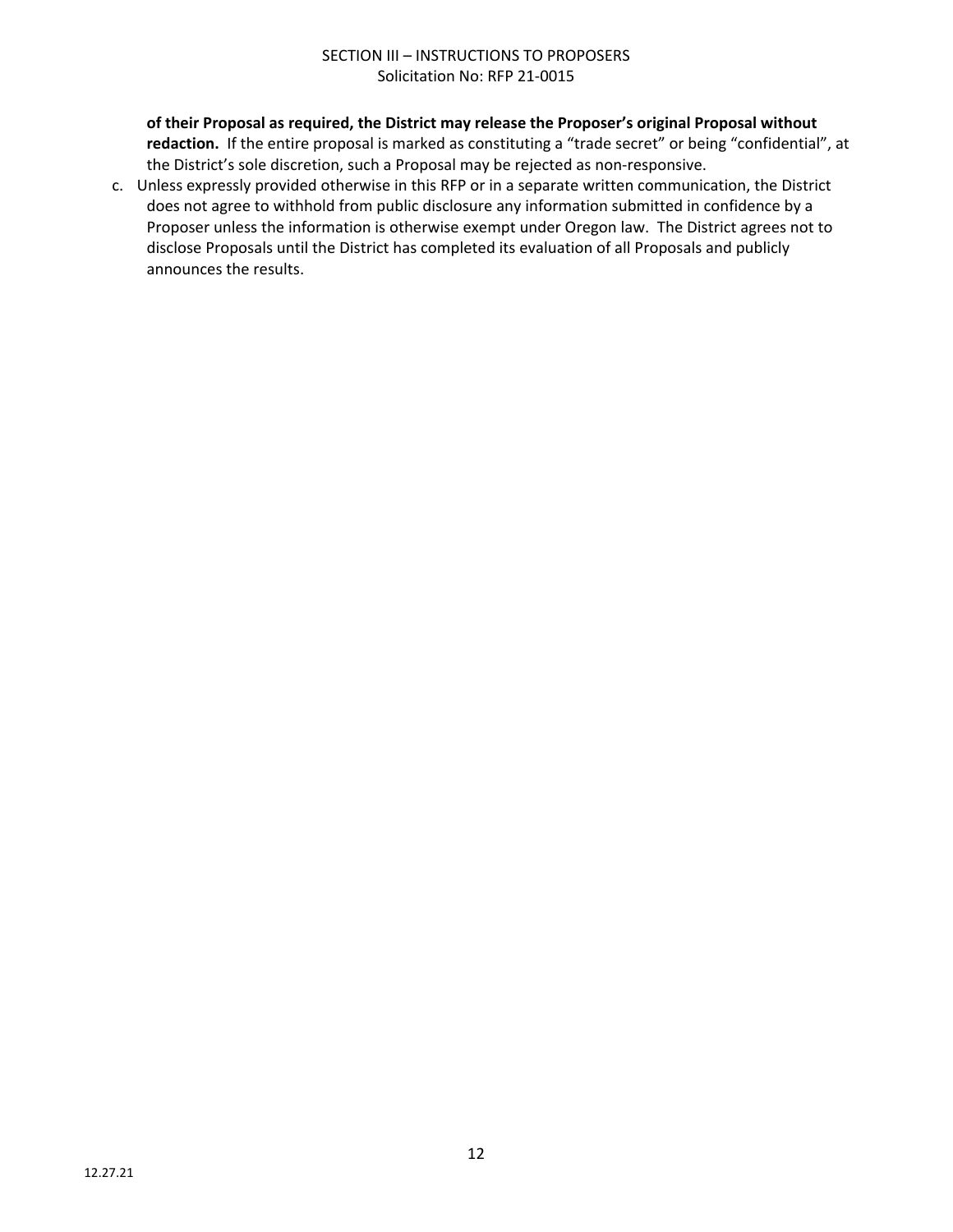**of their Proposal as required, the District may release the Proposer's original Proposal without redaction.** If the entire proposal is marked as constituting a "trade secret" or being "confidential", at the District's sole discretion, such a Proposal may be rejected as non-responsive.

c. Unless expressly provided otherwise in this RFP or in a separate written communication, the District does not agree to withhold from public disclosure any information submitted in confidence by a Proposer unless the information is otherwise exempt under Oregon law. The District agrees not to disclose Proposals until the District has completed its evaluation of all Proposals and publicly announces the results.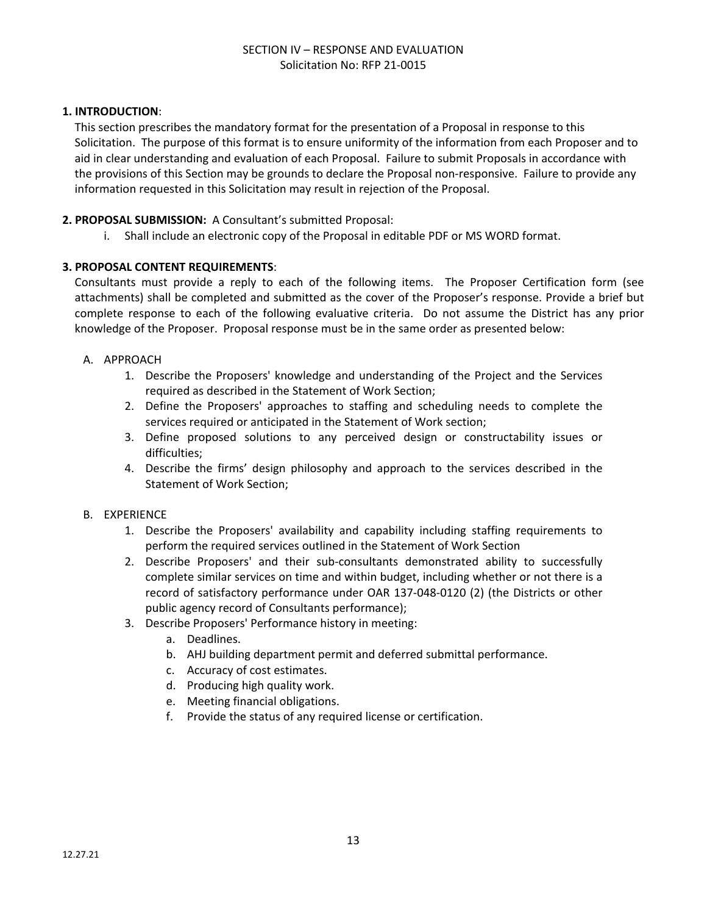# SECTION IV – RESPONSE AND EVALUATION

Solicitation No: RFP 21-0015

**1. INTRODUCTION**:

This section prescribes the mandatory format for the presentation of a Proposal in response to this Solicitation. The purpose of this format is to ensure uniformity of the information from each Proposer and to aid in clear understanding and evaluation of each Proposal. Failure to submit Proposals in accordance with the provisions of this Section may be grounds to declare the Proposal non-responsive. Failure to provide any information requested in this Solicitation may result in rejection of the Proposal.

**2. PROPOSAL SUBMISSION:** A Consultant's submitted Proposal:

i. Shall include an electronic copy of the Proposal in editable PDF or MS WORD format.

**3. PROPOSAL CONTENT REQUIREMENTS**:

Consultants must provide a reply to each of the following items. The Proposer Certification form (see attachments) shall be completed and submitted as the cover of the Proposer's response. Provide a brief but complete response to each of the following evaluative criteria. Do not assume the District has any prior knowledge of the Proposer. Proposal response must be in the same order as presented below:

A. APPROACH

1. Describe the Proposers' knowledge and understanding of the Project and the Services required as described in the Statement of Work Section;
2. Define the Proposers' approaches to staffing and scheduling needs to complete the services required or anticipated in the Statement of Work section;
3. Define proposed solutions to any perceived design or constructability issues or difficulties;
4. Describe the firms' design philosophy and approach to the services described in the Statement of Work Section;

B. EXPERIENCE

1. Describe the Proposers' availability and capability including staffing requirements to perform the required services outlined in the Statement of Work Section
2. Describe Proposers' and their sub-consultants demonstrated ability to successfully complete similar services on time and within budget, including whether or not there is a record of satisfactory performance under OAR 137-048-0120 (2) (the Districts or other public agency record of Consultants performance);
3. Describe Proposers' Performance history in meeting:
   a. Deadlines.
   b. AHJ building department permit and deferred submittal performance.
   c. Accuracy of cost estimates.
   d. Producing high quality work.
   e. Meeting financial obligations.
   f. Provide the status of any required license or certification.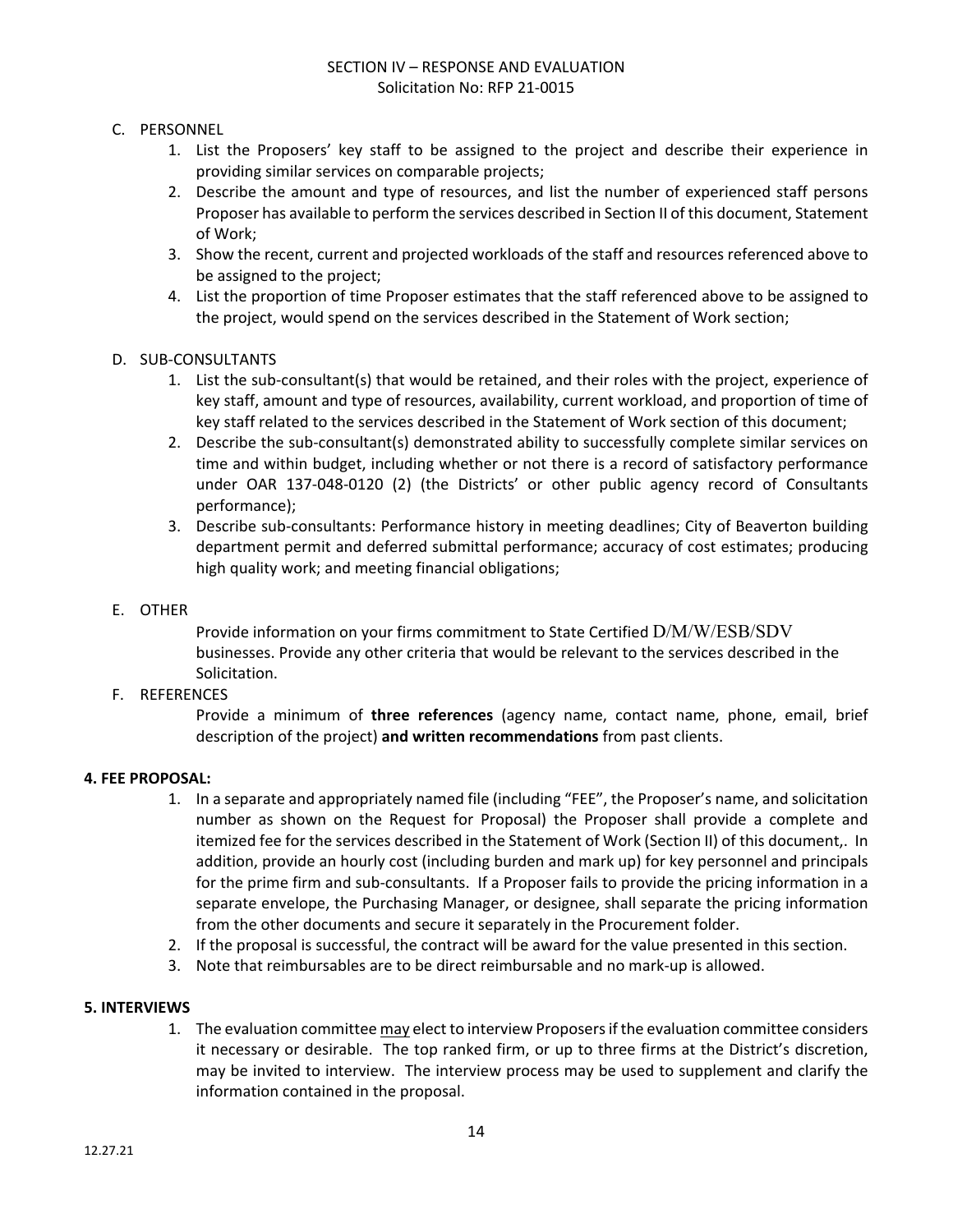C. PERSONNEL

1. List the Proposers' key staff to be assigned to the project and describe their experience in providing similar services on comparable projects;
2. Describe the amount and type of resources, and list the number of experienced staff persons Proposer has available to perform the services described in Section II of this document, Statement of Work;
3. Show the recent, current and projected workloads of the staff and resources referenced above to be assigned to the project;
4. List the proportion of time Proposer estimates that the staff referenced above to be assigned to the project, would spend on the services described in the Statement of Work section;

D. SUB-CONSULTANTS

1. List the sub-consultant(s) that would be retained, and their roles with the project, experience of key staff, amount and type of resources, availability, current workload, and proportion of time of key staff related to the services described in the Statement of Work section of this document;
2. Describe the sub-consultant(s) demonstrated ability to successfully complete similar services on time and within budget, including whether or not there is a record of satisfactory performance under OAR 137-048-0120 (2) (the Districts' or other public agency record of Consultants performance);
3. Describe sub-consultants: Performance history in meeting deadlines; City of Beaverton building department permit and deferred submittal performance; accuracy of cost estimates; producing high quality work; and meeting financial obligations;

E. OTHER

Provide information on your firms commitment to State Certified D/M/W/ESB/SDV businesses. Provide any other criteria that would be relevant to the services described in the Solicitation.

F. REFERENCES

Provide a minimum of **three references** (agency name, contact name, phone, email, brief description of the project) **and written recommendations** from past clients.

**4. FEE PROPOSAL:**

1. In a separate and appropriately named file (including "FEE", the Proposer's name, and solicitation number as shown on the Request for Proposal) the Proposer shall provide a complete and itemized fee for the services described in the Statement of Work (Section II) of this document,. In addition, provide an hourly cost (including burden and mark up) for key personnel and principals for the prime firm and sub-consultants. If a Proposer fails to provide the pricing information in a separate envelope, the Purchasing Manager, or designee, shall separate the pricing information from the other documents and secure it separately in the Procurement folder.
2. If the proposal is successful, the contract will be award for the value presented in this section.
3. Note that reimbursables are to be direct reimbursable and no mark-up is allowed.

**5. INTERVIEWS**

1. The evaluation committee <u>may</u> elect to interview Proposers if the evaluation committee considers it necessary or desirable. The top ranked firm, or up to three firms at the District's discretion, may be invited to interview. The interview process may be used to supplement and clarify the information contained in the proposal.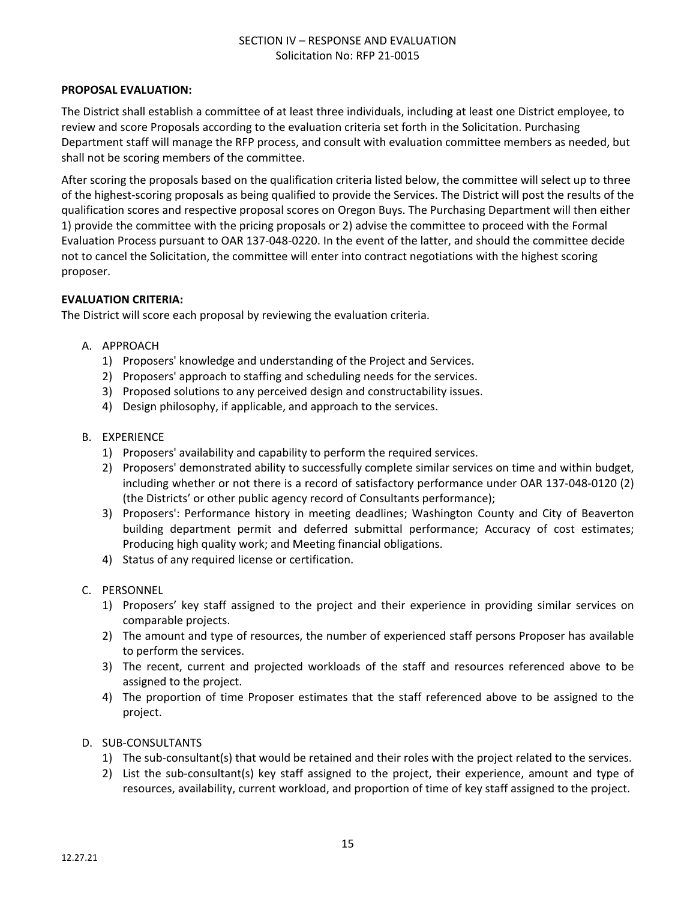## SECTION IV – RESPONSE AND EVALUATION
Solicitation No: RFP 21-0015

**PROPOSAL EVALUATION:**

The District shall establish a committee of at least three individuals, including at least one District employee, to review and score Proposals according to the evaluation criteria set forth in the Solicitation. Purchasing Department staff will manage the RFP process, and consult with evaluation committee members as needed, but shall not be scoring members of the committee.

After scoring the proposals based on the qualification criteria listed below, the committee will select up to three of the highest-scoring proposals as being qualified to provide the Services. The District will post the results of the qualification scores and respective proposal scores on Oregon Buys. The Purchasing Department will then either 1) provide the committee with the pricing proposals or 2) advise the committee to proceed with the Formal Evaluation Process pursuant to OAR 137-048-0220. In the event of the latter, and should the committee decide not to cancel the Solicitation, the committee will enter into contract negotiations with the highest scoring proposer.

**EVALUATION CRITERIA:**

The District will score each proposal by reviewing the evaluation criteria.

A. APPROACH
   1) Proposers' knowledge and understanding of the Project and Services.
   2) Proposers' approach to staffing and scheduling needs for the services.
   3) Proposed solutions to any perceived design and constructability issues.
   4) Design philosophy, if applicable, and approach to the services.

B. EXPERIENCE
   1) Proposers' availability and capability to perform the required services.
   2) Proposers' demonstrated ability to successfully complete similar services on time and within budget, including whether or not there is a record of satisfactory performance under OAR 137-048-0120 (2) (the Districts' or other public agency record of Consultants performance);
   3) Proposers': Performance history in meeting deadlines; Washington County and City of Beaverton building department permit and deferred submittal performance; Accuracy of cost estimates; Producing high quality work; and Meeting financial obligations.
   4) Status of any required license or certification.

C. PERSONNEL
   1) Proposers' key staff assigned to the project and their experience in providing similar services on comparable projects.
   2) The amount and type of resources, the number of experienced staff persons Proposer has available to perform the services.
   3) The recent, current and projected workloads of the staff and resources referenced above to be assigned to the project.
   4) The proportion of time Proposer estimates that the staff referenced above to be assigned to the project.

D. SUB-CONSULTANTS
   1) The sub-consultant(s) that would be retained and their roles with the project related to the services.
   2) List the sub-consultant(s) key staff assigned to the project, their experience, amount and type of resources, availability, current workload, and proportion of time of key staff assigned to the project.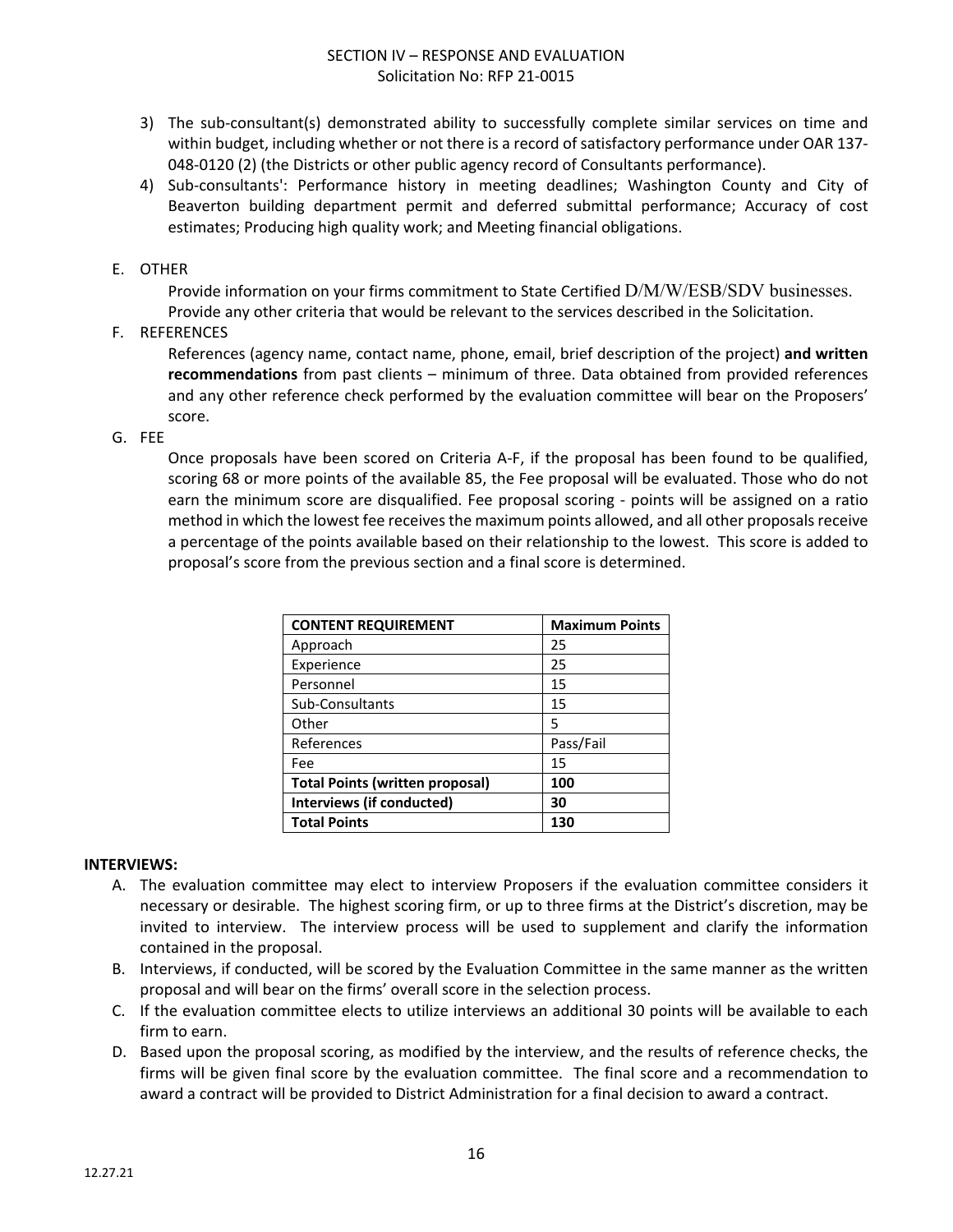3) The sub-consultant(s) demonstrated ability to successfully complete similar services on time and within budget, including whether or not there is a record of satisfactory performance under OAR 137-048-0120 (2) (the Districts or other public agency record of Consultants performance).
4) Sub-consultants': Performance history in meeting deadlines; Washington County and City of Beaverton building department permit and deferred submittal performance; Accuracy of cost estimates; Producing high quality work; and Meeting financial obligations.

E. OTHER

Provide information on your firms commitment to State Certified D/M/W/ESB/SDV businesses. Provide any other criteria that would be relevant to the services described in the Solicitation.

F. REFERENCES

References (agency name, contact name, phone, email, brief description of the project) **and written recommendations** from past clients – minimum of three. Data obtained from provided references and any other reference check performed by the evaluation committee will bear on the Proposers' score.

G. FEE

Once proposals have been scored on Criteria A-F, if the proposal has been found to be qualified, scoring 68 or more points of the available 85, the Fee proposal will be evaluated. Those who do not earn the minimum score are disqualified. Fee proposal scoring - points will be assigned on a ratio method in which the lowest fee receives the maximum points allowed, and all other proposals receive a percentage of the points available based on their relationship to the lowest. This score is added to proposal's score from the previous section and a final score is determined.

| CONTENT REQUIREMENT | Maximum Points |
|---|---|
| Approach | 25 |
| Experience | 25 |
| Personnel | 15 |
| Sub-Consultants | 15 |
| Other | 5 |
| References | Pass/Fail |
| Fee | 15 |
| **Total Points (written proposal)** | **100** |
| **Interviews (if conducted)** | **30** |
| **Total Points** | **130** |

**INTERVIEWS:**

A. The evaluation committee may elect to interview Proposers if the evaluation committee considers it necessary or desirable. The highest scoring firm, or up to three firms at the District's discretion, may be invited to interview. The interview process will be used to supplement and clarify the information contained in the proposal.
B. Interviews, if conducted, will be scored by the Evaluation Committee in the same manner as the written proposal and will bear on the firms' overall score in the selection process.
C. If the evaluation committee elects to utilize interviews an additional 30 points will be available to each firm to earn.
D. Based upon the proposal scoring, as modified by the interview, and the results of reference checks, the firms will be given final score by the evaluation committee. The final score and a recommendation to award a contract will be provided to District Administration for a final decision to award a contract.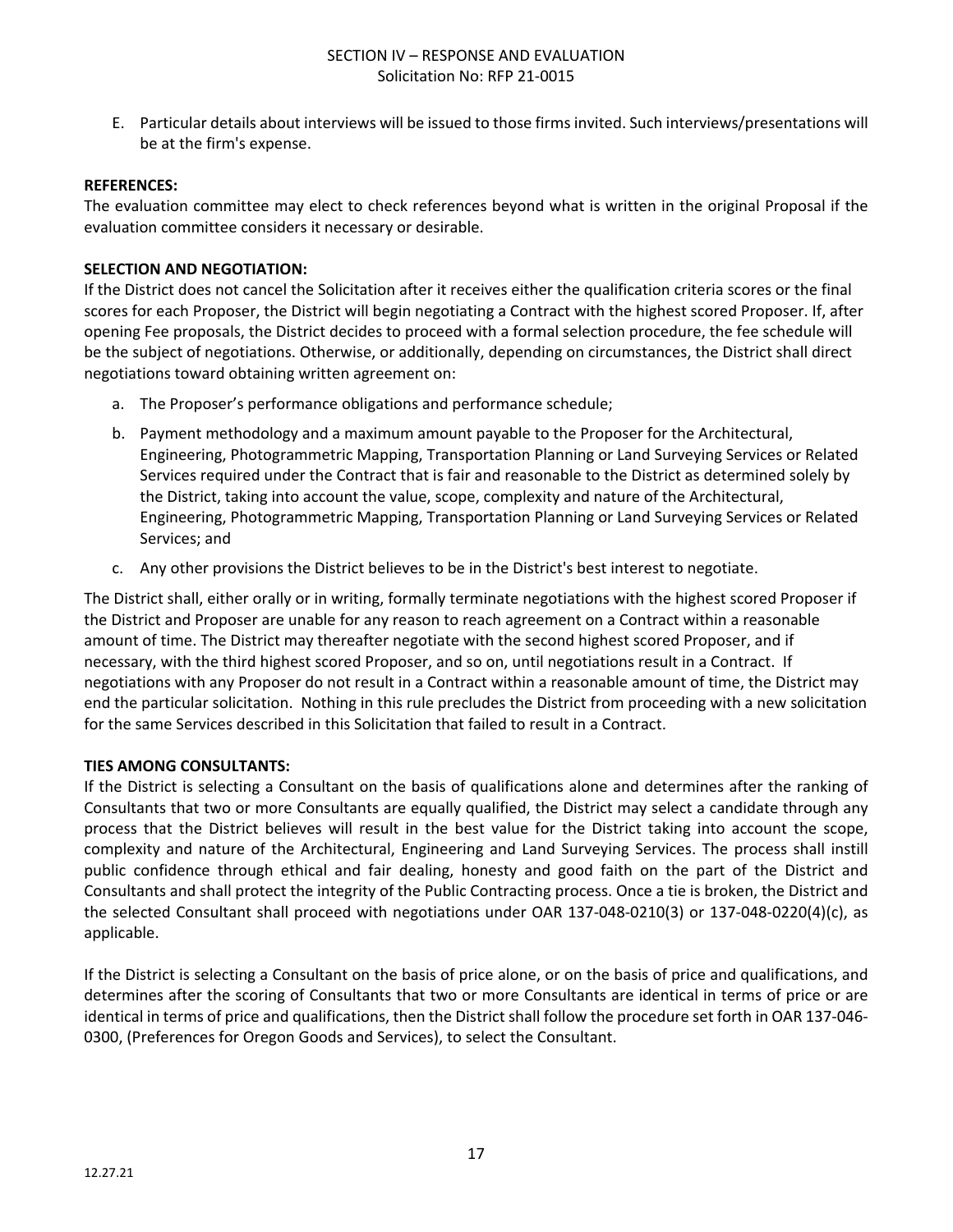E. Particular details about interviews will be issued to those firms invited. Such interviews/presentations will be at the firm's expense.

**REFERENCES:**

The evaluation committee may elect to check references beyond what is written in the original Proposal if the evaluation committee considers it necessary or desirable.

**SELECTION AND NEGOTIATION:**

If the District does not cancel the Solicitation after it receives either the qualification criteria scores or the final scores for each Proposer, the District will begin negotiating a Contract with the highest scored Proposer. If, after opening Fee proposals, the District decides to proceed with a formal selection procedure, the fee schedule will be the subject of negotiations. Otherwise, or additionally, depending on circumstances, the District shall direct negotiations toward obtaining written agreement on:

a. The Proposer's performance obligations and performance schedule;

b. Payment methodology and a maximum amount payable to the Proposer for the Architectural, Engineering, Photogrammetric Mapping, Transportation Planning or Land Surveying Services or Related Services required under the Contract that is fair and reasonable to the District as determined solely by the District, taking into account the value, scope, complexity and nature of the Architectural, Engineering, Photogrammetric Mapping, Transportation Planning or Land Surveying Services or Related Services; and

c. Any other provisions the District believes to be in the District's best interest to negotiate.

The District shall, either orally or in writing, formally terminate negotiations with the highest scored Proposer if the District and Proposer are unable for any reason to reach agreement on a Contract within a reasonable amount of time. The District may thereafter negotiate with the second highest scored Proposer, and if necessary, with the third highest scored Proposer, and so on, until negotiations result in a Contract. If negotiations with any Proposer do not result in a Contract within a reasonable amount of time, the District may end the particular solicitation. Nothing in this rule precludes the District from proceeding with a new solicitation for the same Services described in this Solicitation that failed to result in a Contract.

**TIES AMONG CONSULTANTS:**

If the District is selecting a Consultant on the basis of qualifications alone and determines after the ranking of Consultants that two or more Consultants are equally qualified, the District may select a candidate through any process that the District believes will result in the best value for the District taking into account the scope, complexity and nature of the Architectural, Engineering and Land Surveying Services. The process shall instill public confidence through ethical and fair dealing, honesty and good faith on the part of the District and Consultants and shall protect the integrity of the Public Contracting process. Once a tie is broken, the District and the selected Consultant shall proceed with negotiations under OAR 137-048-0210(3) or 137-048-0220(4)(c), as applicable.

If the District is selecting a Consultant on the basis of price alone, or on the basis of price and qualifications, and determines after the scoring of Consultants that two or more Consultants are identical in terms of price or are identical in terms of price and qualifications, then the District shall follow the procedure set forth in OAR 137-046-0300, (Preferences for Oregon Goods and Services), to select the Consultant.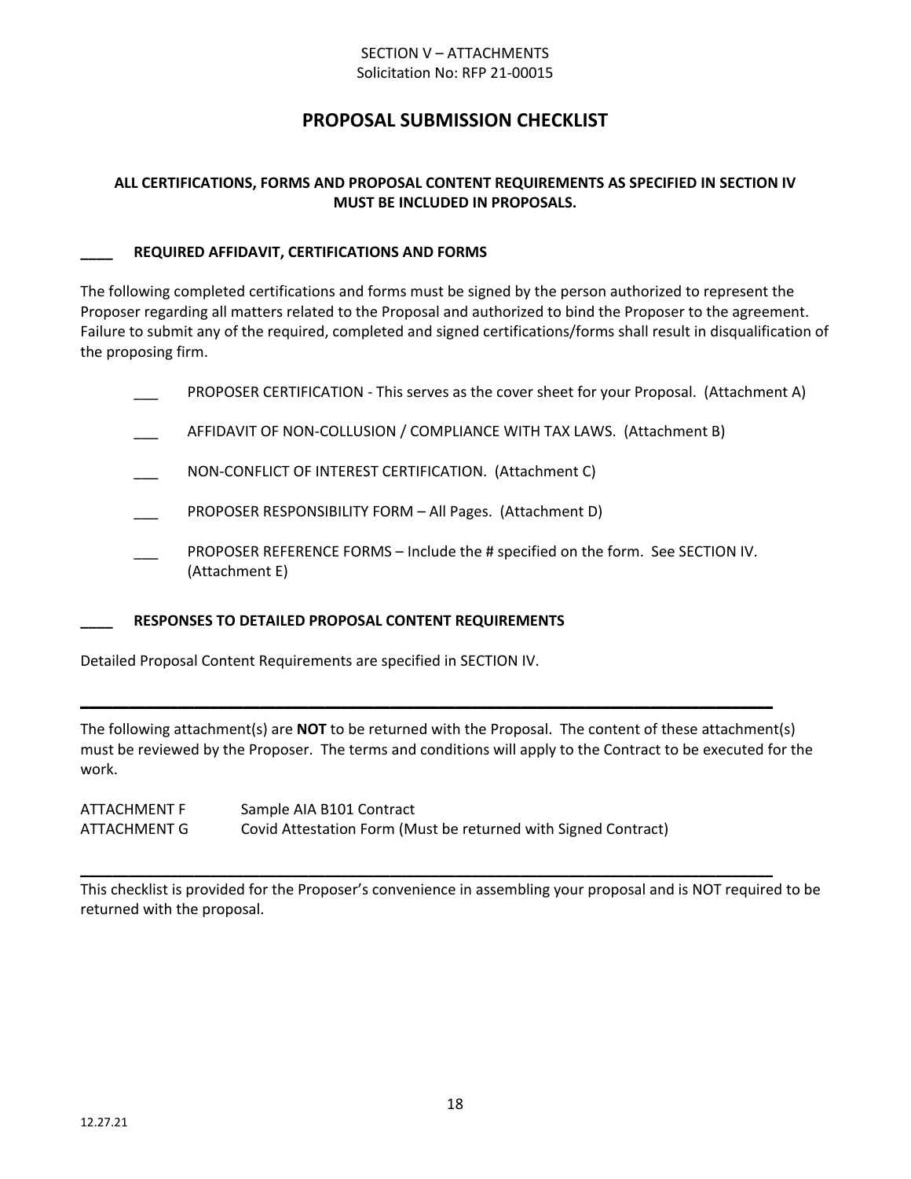SECTION V – ATTACHMENTS
Solicitation No: RFP 21-00015

# PROPOSAL SUBMISSION CHECKLIST

**ALL CERTIFICATIONS, FORMS AND PROPOSAL CONTENT REQUIREMENTS AS SPECIFIED IN SECTION IV MUST BE INCLUDED IN PROPOSALS.**

**____ REQUIRED AFFIDAVIT, CERTIFICATIONS AND FORMS**

The following completed certifications and forms must be signed by the person authorized to represent the Proposer regarding all matters related to the Proposal and authorized to bind the Proposer to the agreement. Failure to submit any of the required, completed and signed certifications/forms shall result in disqualification of the proposing firm.

___ PROPOSER CERTIFICATION - This serves as the cover sheet for your Proposal. (Attachment A)

___ AFFIDAVIT OF NON-COLLUSION / COMPLIANCE WITH TAX LAWS. (Attachment B)

___ NON-CONFLICT OF INTEREST CERTIFICATION. (Attachment C)

___ PROPOSER RESPONSIBILITY FORM – All Pages. (Attachment D)

___ PROPOSER REFERENCE FORMS – Include the # specified on the form. See SECTION IV. (Attachment E)

**____ RESPONSES TO DETAILED PROPOSAL CONTENT REQUIREMENTS**

Detailed Proposal Content Requirements are specified in SECTION IV.

---

The following attachment(s) are **NOT** to be returned with the Proposal. The content of these attachment(s) must be reviewed by the Proposer. The terms and conditions will apply to the Contract to be executed for the work.

ATTACHMENT F Sample AIA B101 Contract
ATTACHMENT G Covid Attestation Form (Must be returned with Signed Contract)

---

This checklist is provided for the Proposer's convenience in assembling your proposal and is NOT required to be returned with the proposal.

12.27.21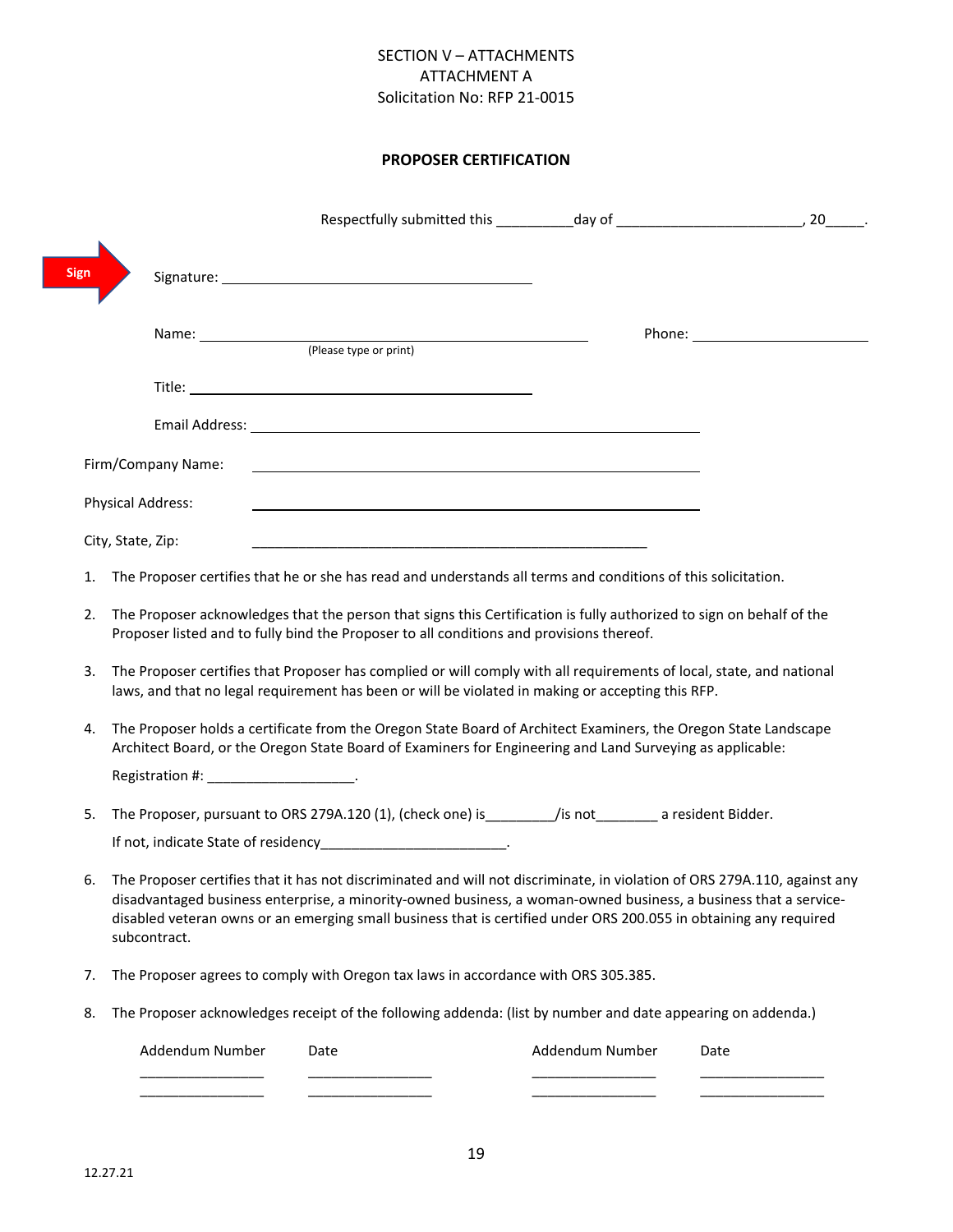SECTION V – ATTACHMENTS
ATTACHMENT A
Solicitation No: RFP 21-0015

**PROPOSER CERTIFICATION**

Respectfully submitted this __________day of ________________________, 20_____.

Sign

Signature: ________________________________________

Name: ________________________________________ Phone: ______________________
(Please type or print)

Title: ________________________________________

Email Address: ________________________________________

Firm/Company Name: ________________________________________

Physical Address: ________________________________________

City, State, Zip: ________________________________________

1. The Proposer certifies that he or she has read and understands all terms and conditions of this solicitation.
2. The Proposer acknowledges that the person that signs this Certification is fully authorized to sign on behalf of the Proposer listed and to fully bind the Proposer to all conditions and provisions thereof.
3. The Proposer certifies that Proposer has complied or will comply with all requirements of local, state, and national laws, and that no legal requirement has been or will be violated in making or accepting this RFP.
4. The Proposer holds a certificate from the Oregon State Board of Architect Examiners, the Oregon State Landscape Architect Board, or the Oregon State Board of Examiners for Engineering and Land Surveying as applicable:

   Registration #: ___________________.
5. The Proposer, pursuant to ORS 279A.120 (1), (check one) is_________/is not________ a resident Bidder.

   If not, indicate State of residency________________________.
6. The Proposer certifies that it has not discriminated and will not discriminate, in violation of ORS 279A.110, against any disadvantaged business enterprise, a minority-owned business, a woman-owned business, a business that a service-disabled veteran owns or an emerging small business that is certified under ORS 200.055 in obtaining any required subcontract.
7. The Proposer agrees to comply with Oregon tax laws in accordance with ORS 305.385.
8. The Proposer acknowledges receipt of the following addenda: (list by number and date appearing on addenda.)

| Addendum Number | Date | Addendum Number | Date |
|---|---|---|---|
| ________________ | ________________ | ________________ | ________________ |
| ________________ | ________________ | ________________ | ________________ |

12.27.21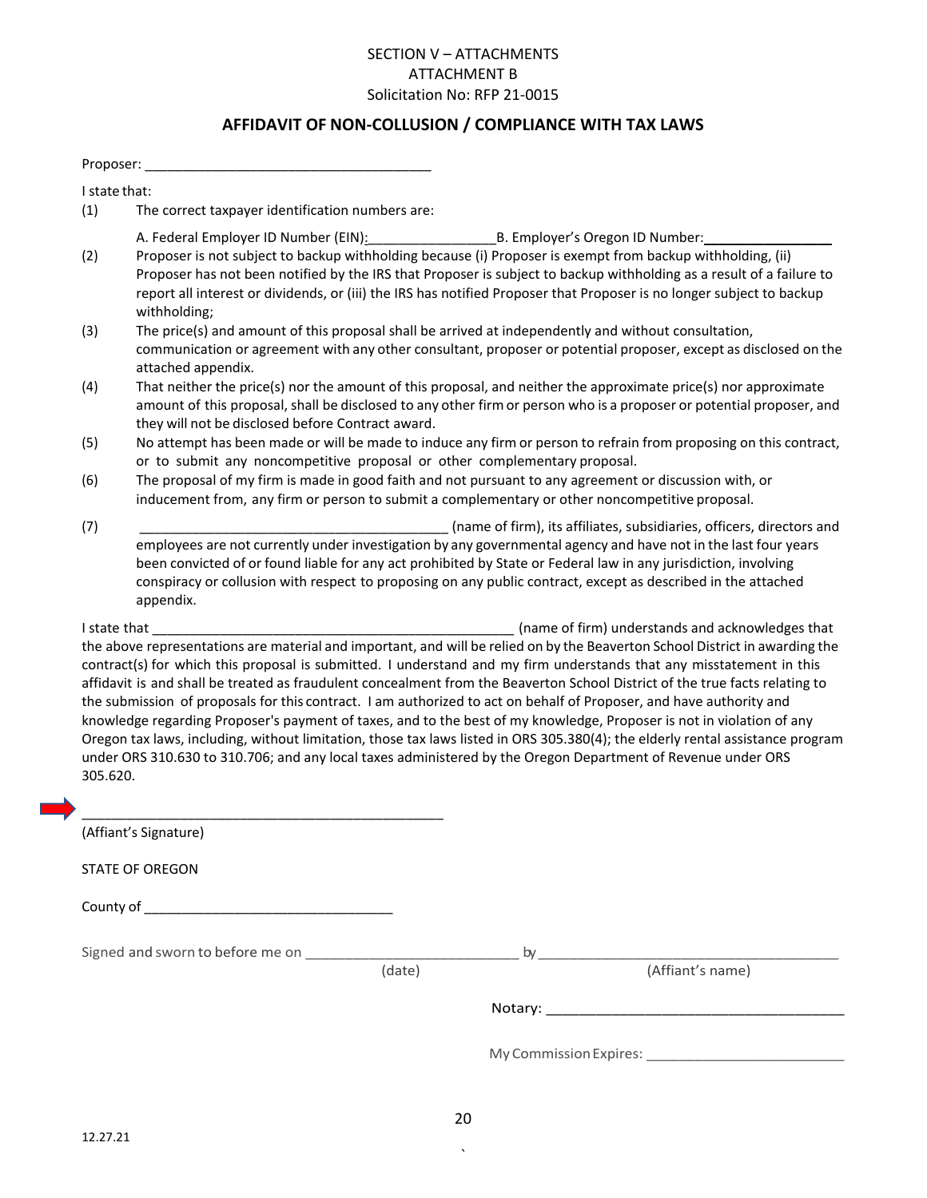SECTION V – ATTACHMENTS
ATTACHMENT B
Solicitation No: RFP 21-0015

## AFFIDAVIT OF NON-COLLUSION / COMPLIANCE WITH TAX LAWS

Proposer: _____________________________________

I state that:

(1) The correct taxpayer identification numbers are:

A. Federal Employer ID Number (EIN):_________________B. Employer's Oregon ID Number:_________________

(2) Proposer is not subject to backup withholding because (i) Proposer is exempt from backup withholding, (ii) Proposer has not been notified by the IRS that Proposer is subject to backup withholding as a result of a failure to report all interest or dividends, or (iii) the IRS has notified Proposer that Proposer is no longer subject to backup withholding;

(3) The price(s) and amount of this proposal shall be arrived at independently and without consultation, communication or agreement with any other consultant, proposer or potential proposer, except as disclosed on the attached appendix.

(4) That neither the price(s) nor the amount of this proposal, and neither the approximate price(s) nor approximate amount of this proposal, shall be disclosed to any other firm or person who is a proposer or potential proposer, and they will not be disclosed before Contract award.

(5) No attempt has been made or will be made to induce any firm or person to refrain from proposing on this contract, or to submit any noncompetitive proposal or other complementary proposal.

(6) The proposal of my firm is made in good faith and not pursuant to any agreement or discussion with, or inducement from, any firm or person to submit a complementary or other noncompetitive proposal.

(7) _________________________________________ (name of firm), its affiliates, subsidiaries, officers, directors and employees are not currently under investigation by any governmental agency and have not in the last four years been convicted of or found liable for any act prohibited by State or Federal law in any jurisdiction, involving conspiracy or collusion with respect to proposing on any public contract, except as described in the attached appendix.

I state that _________________________________________________ (name of firm) understands and acknowledges that the above representations are material and important, and will be relied on by the Beaverton School District in awarding the contract(s) for which this proposal is submitted. I understand and my firm understands that any misstatement in this affidavit is and shall be treated as fraudulent concealment from the Beaverton School District of the true facts relating to the submission of proposals for this contract. I am authorized to act on behalf of Proposer, and have authority and knowledge regarding Proposer's payment of taxes, and to the best of my knowledge, Proposer is not in violation of any Oregon tax laws, including, without limitation, those tax laws listed in ORS 305.380(4); the elderly rental assistance program under ORS 310.630 to 310.706; and any local taxes administered by the Oregon Department of Revenue under ORS 305.620.

_________________________________________________
(Affiant's Signature)

STATE OF OREGON

County of ________________________________

Signed and sworn to before me on ___________________________ by _______________________________________
(date) (Affiant's name)

Notary: _____________________________________

My Commission Expires: _________________________

12.27.21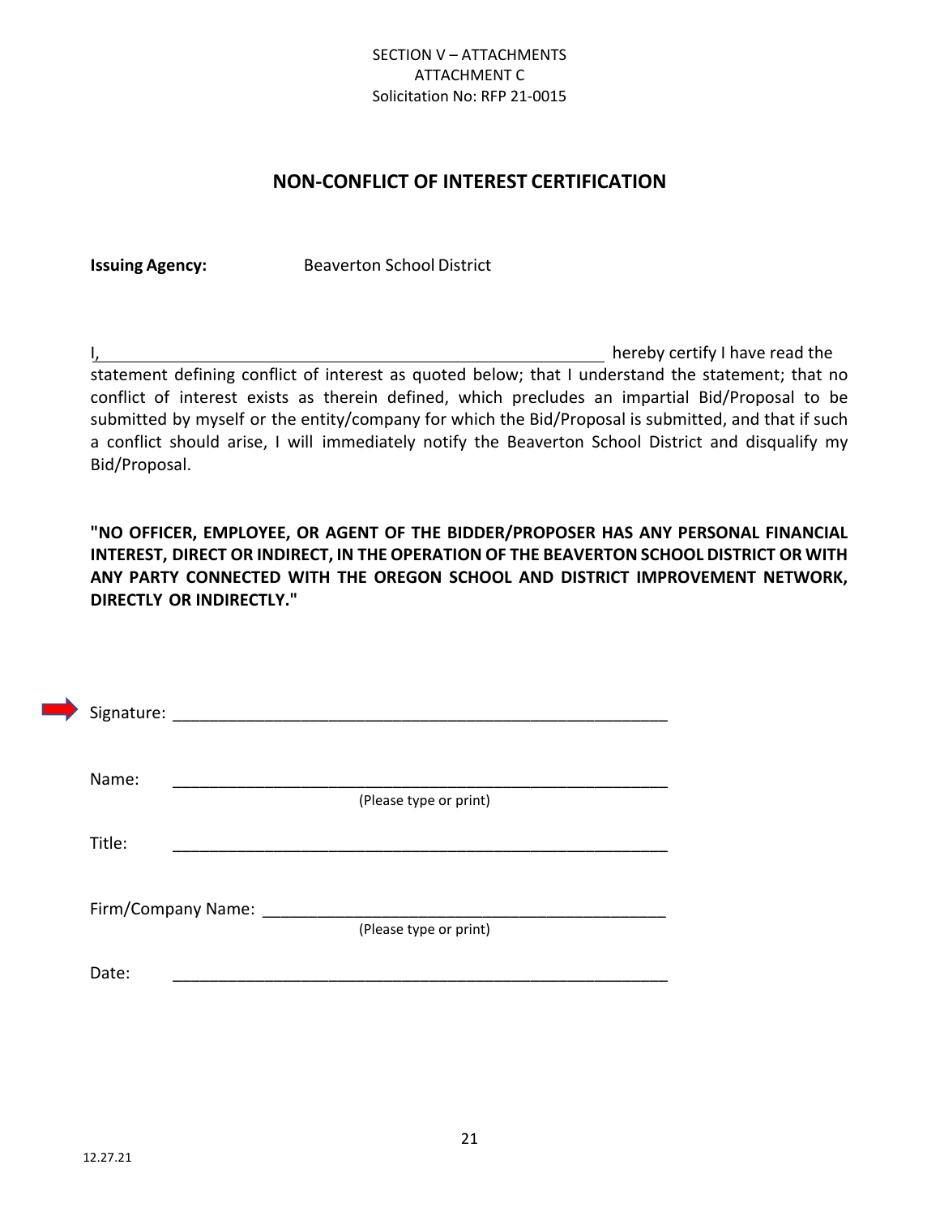SECTION V – ATTACHMENTS
ATTACHMENT C
Solicitation No: RFP 21-0015

## NON-CONFLICT OF INTEREST CERTIFICATION

**Issuing Agency:** Beaverton School District

I, \_\_\_\_\_\_\_\_\_\_\_\_\_\_\_\_\_\_\_\_\_\_\_\_\_\_\_\_\_\_\_\_\_\_\_\_\_\_\_\_\_\_\_\_\_\_\_\_\_\_\_ hereby certify I have read the statement defining conflict of interest as quoted below; that I understand the statement; that no conflict of interest exists as therein defined, which precludes an impartial Bid/Proposal to be submitted by myself or the entity/company for which the Bid/Proposal is submitted, and that if such a conflict should arise, I will immediately notify the Beaverton School District and disqualify my Bid/Proposal.

**"NO OFFICER, EMPLOYEE, OR AGENT OF THE BIDDER/PROPOSER HAS ANY PERSONAL FINANCIAL INTEREST, DIRECT OR INDIRECT, IN THE OPERATION OF THE BEAVERTON SCHOOL DISTRICT OR WITH ANY PARTY CONNECTED WITH THE OREGON SCHOOL AND DISTRICT IMPROVEMENT NETWORK, DIRECTLY OR INDIRECTLY."**

Signature: \_\_\_\_\_\_\_\_\_\_\_\_\_\_\_\_\_\_\_\_\_\_\_\_\_\_\_\_\_\_\_\_\_\_\_\_\_\_\_\_\_\_\_\_\_\_\_\_\_\_\_

Name: \_\_\_\_\_\_\_\_\_\_\_\_\_\_\_\_\_\_\_\_\_\_\_\_\_\_\_\_\_\_\_\_\_\_\_\_\_\_\_\_\_\_\_\_\_\_\_\_\_\_\_
(Please type or print)

Title: \_\_\_\_\_\_\_\_\_\_\_\_\_\_\_\_\_\_\_\_\_\_\_\_\_\_\_\_\_\_\_\_\_\_\_\_\_\_\_\_\_\_\_\_\_\_\_\_\_\_\_

Firm/Company Name: \_\_\_\_\_\_\_\_\_\_\_\_\_\_\_\_\_\_\_\_\_\_\_\_\_\_\_\_\_\_\_\_\_\_\_\_\_\_\_\_\_\_
(Please type or print)

Date: \_\_\_\_\_\_\_\_\_\_\_\_\_\_\_\_\_\_\_\_\_\_\_\_\_\_\_\_\_\_\_\_\_\_\_\_\_\_\_\_\_\_\_\_\_\_\_\_\_\_\_

12.27.21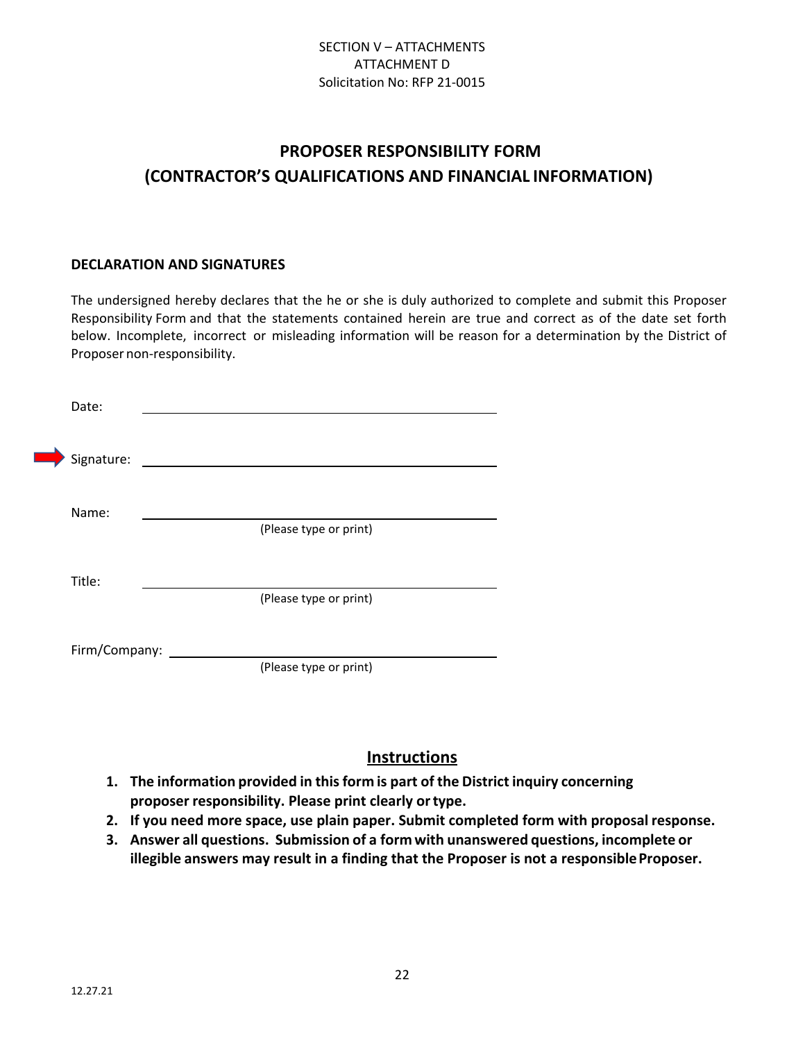SECTION V – ATTACHMENTS
ATTACHMENT D
Solicitation No: RFP 21-0015

# PROPOSER RESPONSIBILITY FORM
# (CONTRACTOR'S QUALIFICATIONS AND FINANCIAL INFORMATION)

**DECLARATION AND SIGNATURES**

The undersigned hereby declares that the he or she is duly authorized to complete and submit this Proposer Responsibility Form and that the statements contained herein are true and correct as of the date set forth below. Incomplete, incorrect or misleading information will be reason for a determination by the District of Proposer non-responsibility.

Date: ______________________________

Signature: ______________________________

Name: ______________________________
(Please type or print)

Title: ______________________________
(Please type or print)

Firm/Company: ______________________________
(Please type or print)

## Instructions

1. **The information provided in this form is part of the District inquiry concerning proposer responsibility. Please print clearly or type.**
2. **If you need more space, use plain paper. Submit completed form with proposal response.**
3. **Answer all questions. Submission of a form with unanswered questions, incomplete or illegible answers may result in a finding that the Proposer is not a responsible Proposer.**

12.27.21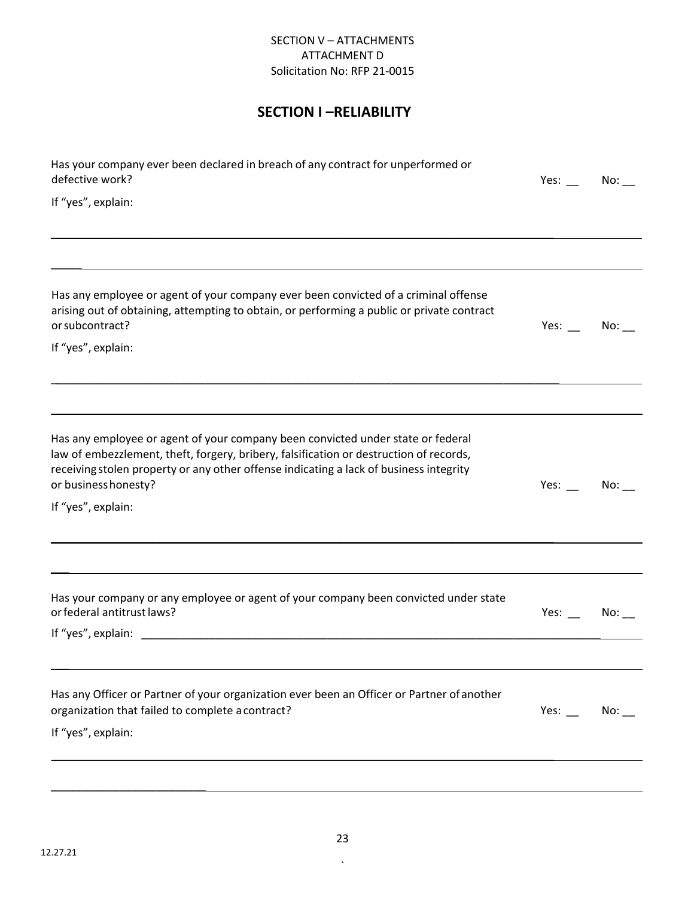SECTION V – ATTACHMENTS
ATTACHMENT D
Solicitation No: RFP 21-0015

## SECTION I –RELIABILITY

Has your company ever been declared in breach of any contract for unperformed or defective work? Yes: __ No: __

If "yes", explain:

______________________________________________________________________________

______________________________________________________________________________

Has any employee or agent of your company ever been convicted of a criminal offense arising out of obtaining, attempting to obtain, or performing a public or private contract or subcontract? Yes: __ No: __

If "yes", explain:

______________________________________________________________________________

______________________________________________________________________________

Has any employee or agent of your company been convicted under state or federal law of embezzlement, theft, forgery, bribery, falsification or destruction of records, receiving stolen property or any other offense indicating a lack of business integrity or business honesty? Yes: __ No: __

If "yes", explain:

______________________________________________________________________________

______________________________________________________________________________

Has your company or any employee or agent of your company been convicted under state or federal antitrust laws? Yes: __ No: __

If "yes", explain: ______________________________________________________________

______________________________________________________________________________

Has any Officer or Partner of your organization ever been an Officer or Partner of another organization that failed to complete a contract? Yes: __ No: __

If "yes", explain:

______________________________________________________________________________

______________________________________________________________________________

12.27.21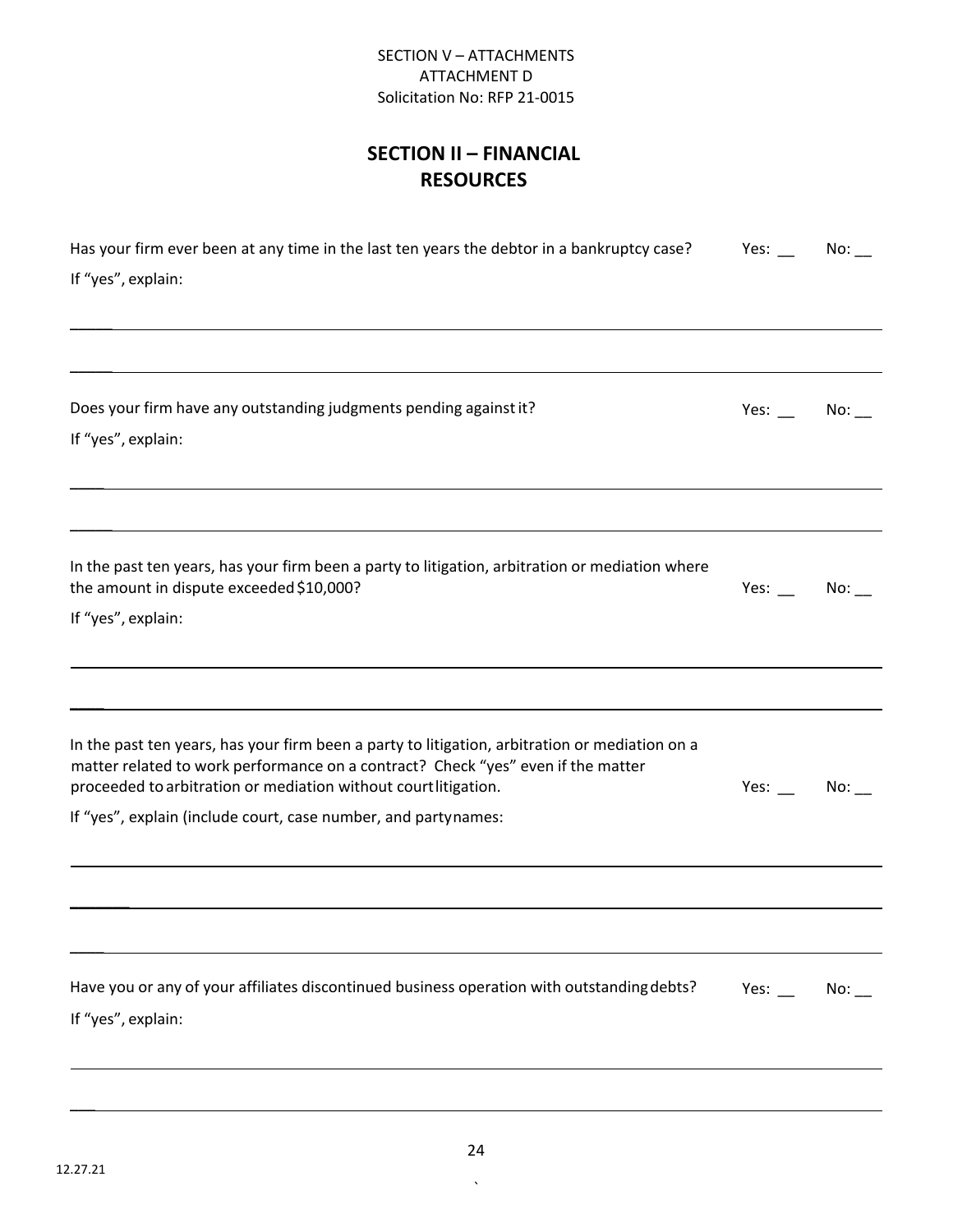SECTION V – ATTACHMENTS
ATTACHMENT D
Solicitation No: RFP 21-0015

## SECTION II – FINANCIAL RESOURCES

Has your firm ever been at any time in the last ten years the debtor in a bankruptcy case? Yes: __ No: __

If "yes", explain:

______________________________________________________________________________

______________________________________________________________________________

Does your firm have any outstanding judgments pending against it? Yes: __ No: __

If "yes", explain:

______________________________________________________________________________

______________________________________________________________________________

In the past ten years, has your firm been a party to litigation, arbitration or mediation where the amount in dispute exceeded $10,000? Yes: __ No: __

If "yes", explain:

______________________________________________________________________________

______________________________________________________________________________

In the past ten years, has your firm been a party to litigation, arbitration or mediation on a matter related to work performance on a contract? Check "yes" even if the matter proceeded to arbitration or mediation without court litigation. Yes: __ No: __

If "yes", explain (include court, case number, and party names:

______________________________________________________________________________

______________________________________________________________________________

______________________________________________________________________________

Have you or any of your affiliates discontinued business operation with outstanding debts? Yes: __ No: __

If "yes", explain:

______________________________________________________________________________

______________________________________________________________________________

12.27.21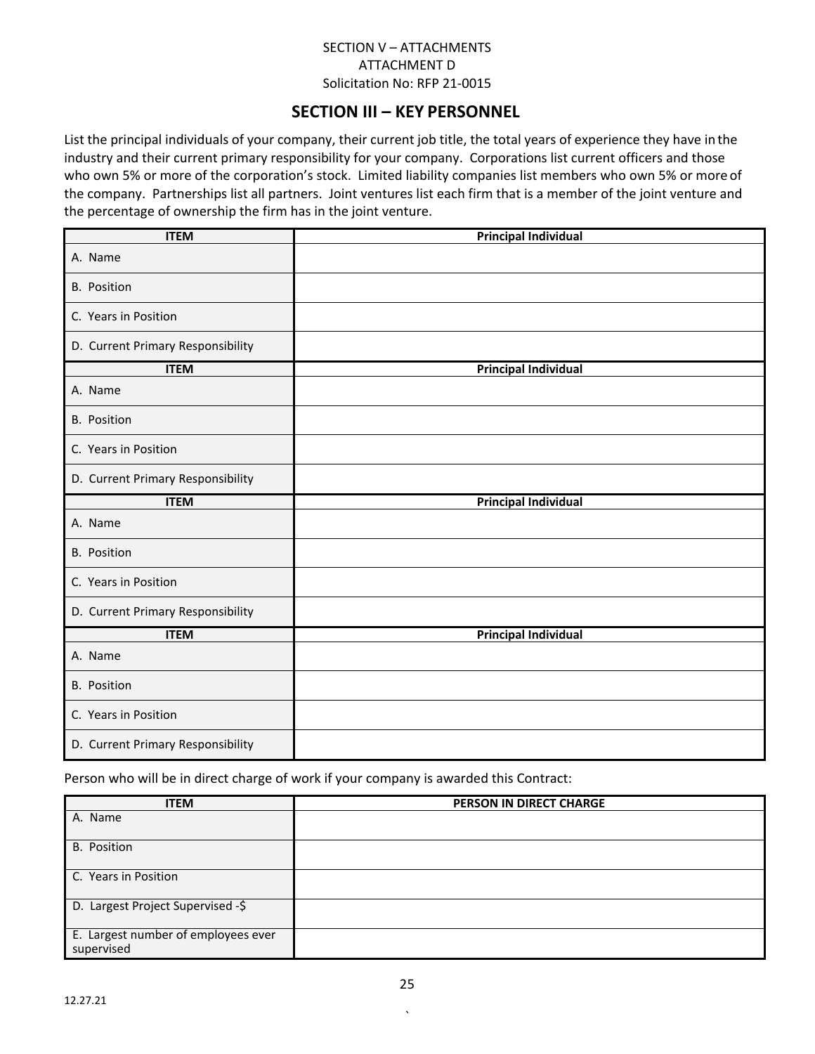SECTION V – ATTACHMENTS
ATTACHMENT D
Solicitation No: RFP 21-0015

## SECTION III – KEY PERSONNEL

List the principal individuals of your company, their current job title, the total years of experience they have in the industry and their current primary responsibility for your company. Corporations list current officers and those who own 5% or more of the corporation's stock. Limited liability companies list members who own 5% or more of the company. Partnerships list all partners. Joint ventures list each firm that is a member of the joint venture and the percentage of ownership the firm has in the joint venture.

| ITEM | Principal Individual |
|---|---|
| A. Name | |
| B. Position | |
| C. Years in Position | |
| D. Current Primary Responsibility | |

| ITEM | Principal Individual |
|---|---|
| A. Name | |
| B. Position | |
| C. Years in Position | |
| D. Current Primary Responsibility | |

| ITEM | Principal Individual |
|---|---|
| A. Name | |
| B. Position | |
| C. Years in Position | |
| D. Current Primary Responsibility | |

| ITEM | Principal Individual |
|---|---|
| A. Name | |
| B. Position | |
| C. Years in Position | |
| D. Current Primary Responsibility | |

Person who will be in direct charge of work if your company is awarded this Contract:

| ITEM | PERSON IN DIRECT CHARGE |
|---|---|
| A. Name | |
| B. Position | |
| C. Years in Position | |
| D. Largest Project Supervised -$ | |
| E. Largest number of employees ever supervised | |

12.27.21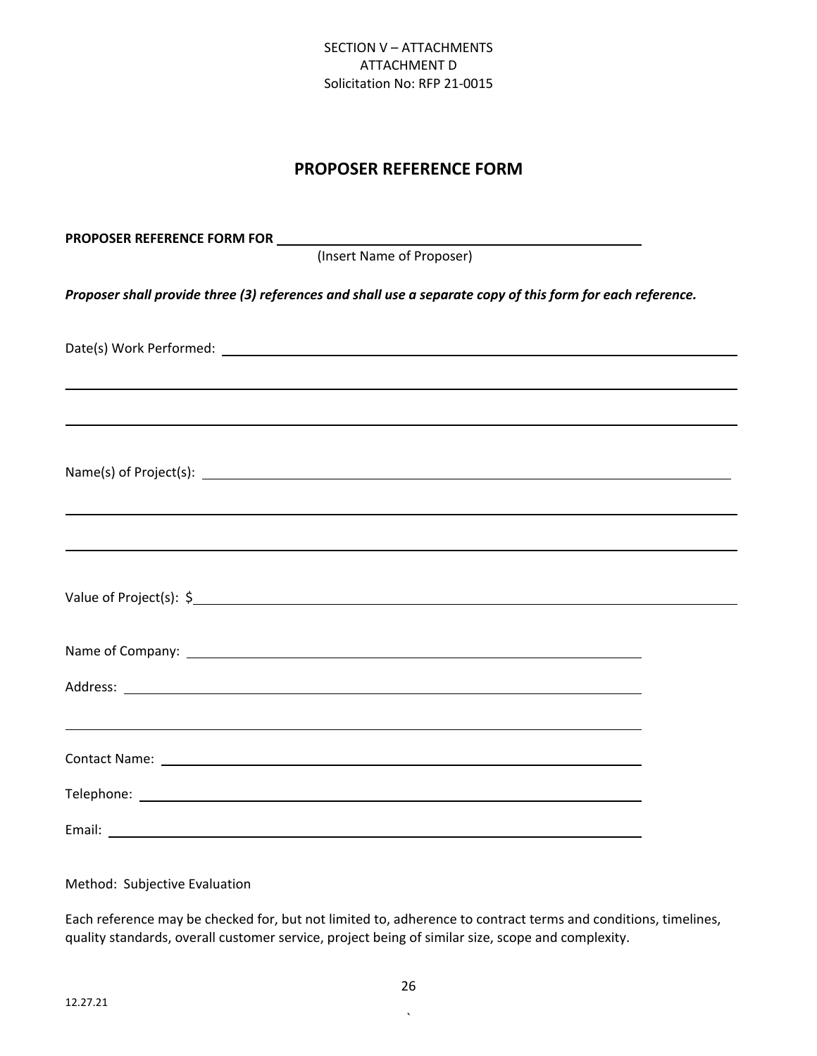SECTION V – ATTACHMENTS
ATTACHMENT D
Solicitation No: RFP 21-0015

## PROPOSER REFERENCE FORM

**PROPOSER REFERENCE FORM FOR** ______________________________
(Insert Name of Proposer)

***Proposer shall provide three (3) references and shall use a separate copy of this form for each reference.***

Date(s) Work Performed: ______________________________

______________________________

______________________________

Name(s) of Project(s): ______________________________

______________________________

______________________________

Value of Project(s): $______________________________

Name of Company: ______________________________

Address: ______________________________

______________________________

Contact Name: ______________________________

Telephone: ______________________________

Email: ______________________________

Method: Subjective Evaluation

Each reference may be checked for, but not limited to, adherence to contract terms and conditions, timelines, quality standards, overall customer service, project being of similar size, scope and complexity.

12.27.21